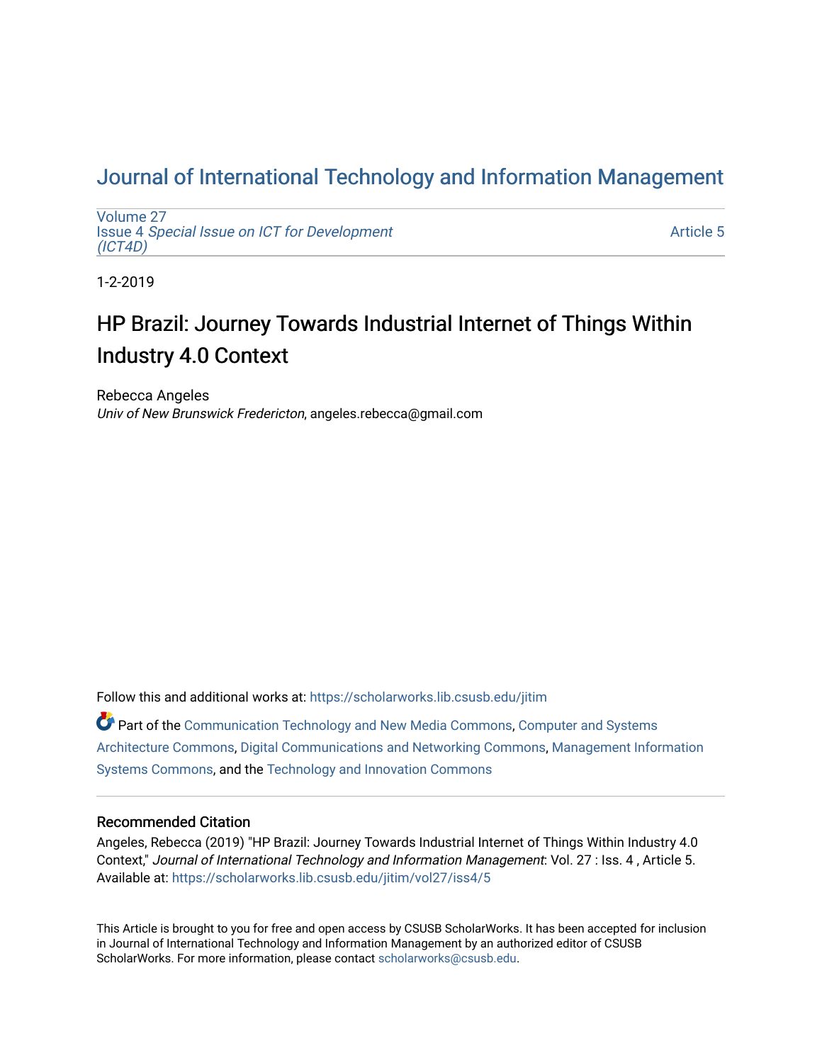# Journal of International Technology and Information Management

Volume 27
Issue 4 *Special Issue on ICT for Development (ICT4D)*

Article 5

1-2-2019

## HP Brazil: Journey Towards Industrial Internet of Things Within Industry 4.0 Context

Rebecca Angeles
*Univ of New Brunswick Fredericton*, angeles.rebecca@gmail.com

Follow this and additional works at: https://scholarworks.lib.csusb.edu/jitim

Part of the Communication Technology and New Media Commons, Computer and Systems Architecture Commons, Digital Communications and Networking Commons, Management Information Systems Commons, and the Technology and Innovation Commons

### Recommended Citation

Angeles, Rebecca (2019) "HP Brazil: Journey Towards Industrial Internet of Things Within Industry 4.0 Context," *Journal of International Technology and Information Management*: Vol. 27 : Iss. 4 , Article 5.
Available at: https://scholarworks.lib.csusb.edu/jitim/vol27/iss4/5

This Article is brought to you for free and open access by CSUSB ScholarWorks. It has been accepted for inclusion in Journal of International Technology and Information Management by an authorized editor of CSUSB ScholarWorks. For more information, please contact scholarworks@csusb.edu.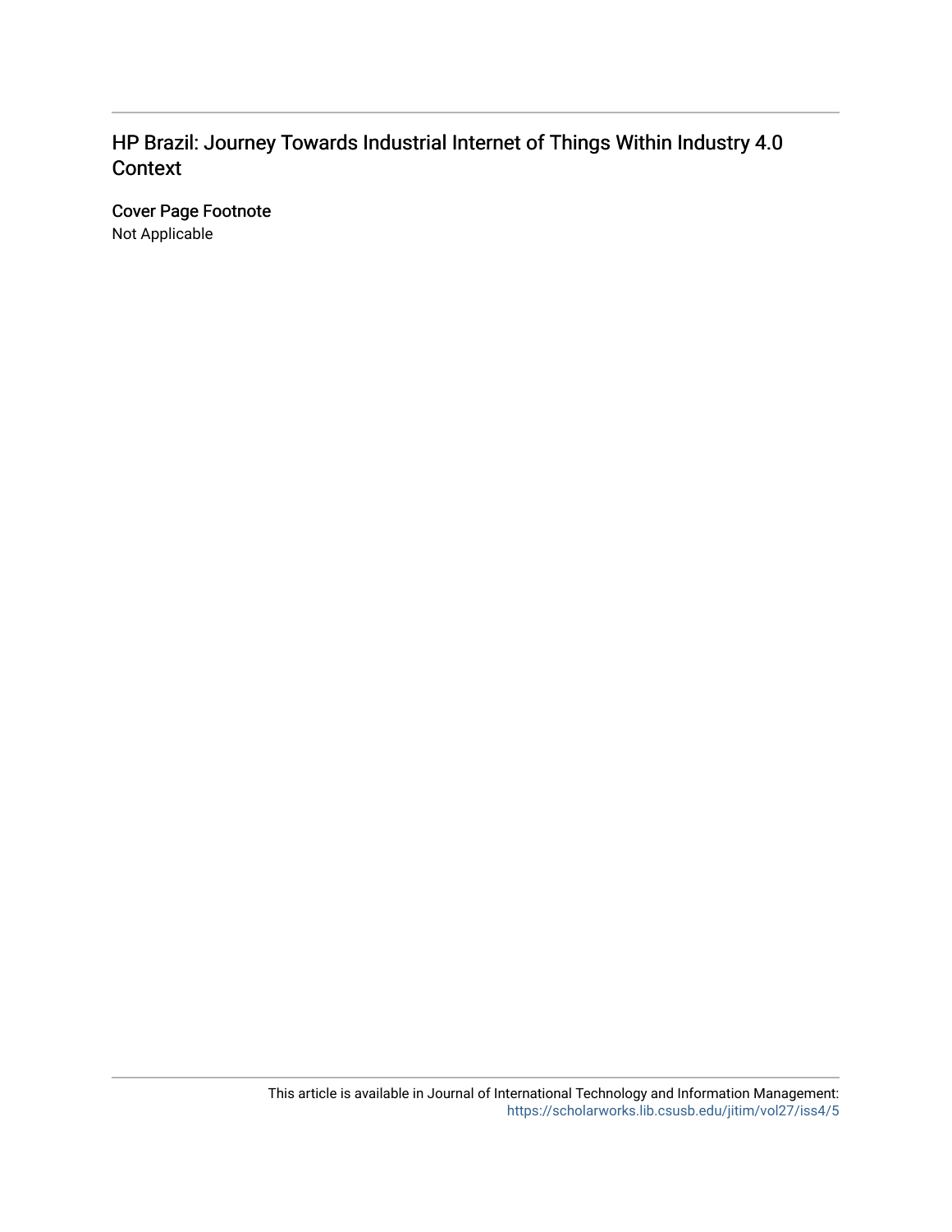# HP Brazil: Journey Towards Industrial Internet of Things Within Industry 4.0 Context

## Cover Page Footnote

Not Applicable

This article is available in Journal of International Technology and Information Management: https://scholarworks.lib.csusb.edu/jitim/vol27/iss4/5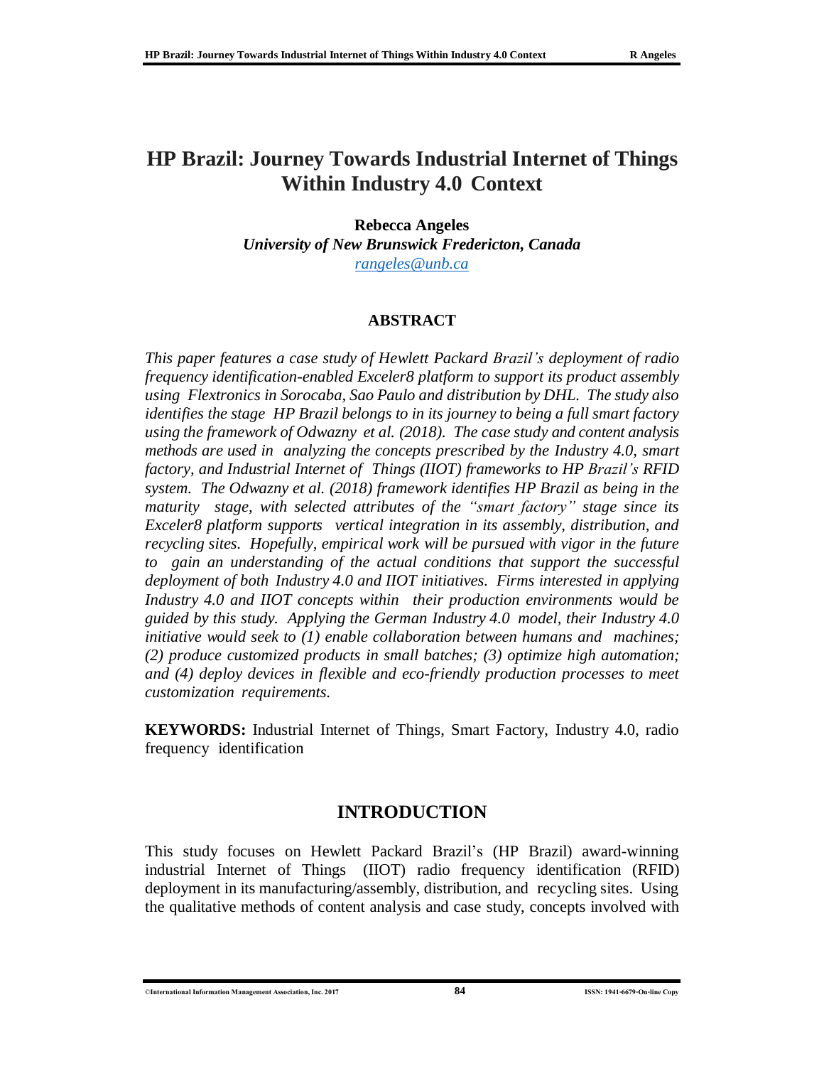# HP Brazil: Journey Towards Industrial Internet of Things Within Industry 4.0 Context

**Rebecca Angeles**
*University of New Brunswick Fredericton, Canada*
rangeles@unb.ca

## ABSTRACT

*This paper features a case study of Hewlett Packard Brazil's deployment of radio frequency identification-enabled Exceler8 platform to support its product assembly using Flextronics in Sorocaba, Sao Paulo and distribution by DHL. The study also identifies the stage HP Brazil belongs to in its journey to being a full smart factory using the framework of Odwazny et al. (2018). The case study and content analysis methods are used in analyzing the concepts prescribed by the Industry 4.0, smart factory, and Industrial Internet of Things (IIOT) frameworks to HP Brazil's RFID system. The Odwazny et al. (2018) framework identifies HP Brazil as being in the maturity stage, with selected attributes of the "smart factory" stage since its Exceler8 platform supports vertical integration in its assembly, distribution, and recycling sites. Hopefully, empirical work will be pursued with vigor in the future to gain an understanding of the actual conditions that support the successful deployment of both Industry 4.0 and IIOT initiatives. Firms interested in applying Industry 4.0 and IIOT concepts within their production environments would be guided by this study. Applying the German Industry 4.0 model, their Industry 4.0 initiative would seek to (1) enable collaboration between humans and machines; (2) produce customized products in small batches; (3) optimize high automation; and (4) deploy devices in flexible and eco-friendly production processes to meet customization requirements.*

**KEYWORDS:** Industrial Internet of Things, Smart Factory, Industry 4.0, radio frequency identification

## INTRODUCTION

This study focuses on Hewlett Packard Brazil's (HP Brazil) award-winning industrial Internet of Things (IIOT) radio frequency identification (RFID) deployment in its manufacturing/assembly, distribution, and recycling sites. Using the qualitative methods of content analysis and case study, concepts involved with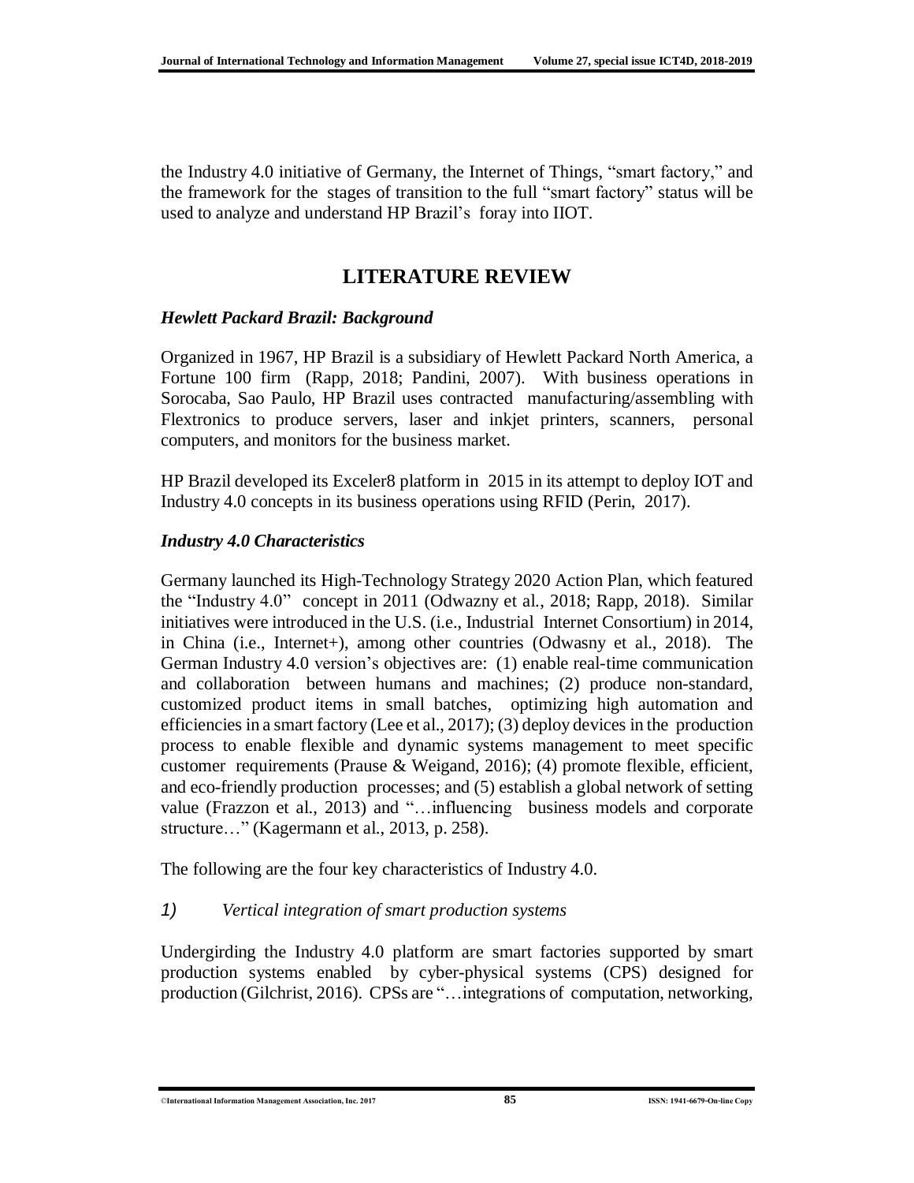the Industry 4.0 initiative of Germany, the Internet of Things, "smart factory," and the framework for the stages of transition to the full "smart factory" status will be used to analyze and understand HP Brazil's foray into IIOT.

## LITERATURE REVIEW

### *Hewlett Packard Brazil: Background*

Organized in 1967, HP Brazil is a subsidiary of Hewlett Packard North America, a Fortune 100 firm (Rapp, 2018; Pandini, 2007). With business operations in Sorocaba, Sao Paulo, HP Brazil uses contracted manufacturing/assembling with Flextronics to produce servers, laser and inkjet printers, scanners, personal computers, and monitors for the business market.

HP Brazil developed its Exceler8 platform in 2015 in its attempt to deploy IOT and Industry 4.0 concepts in its business operations using RFID (Perin, 2017).

### *Industry 4.0 Characteristics*

Germany launched its High-Technology Strategy 2020 Action Plan, which featured the "Industry 4.0" concept in 2011 (Odwazny et al., 2018; Rapp, 2018). Similar initiatives were introduced in the U.S. (i.e., Industrial Internet Consortium) in 2014, in China (i.e., Internet+), among other countries (Odwasny et al., 2018). The German Industry 4.0 version's objectives are: (1) enable real-time communication and collaboration between humans and machines; (2) produce non-standard, customized product items in small batches, optimizing high automation and efficiencies in a smart factory (Lee et al., 2017); (3) deploy devices in the production process to enable flexible and dynamic systems management to meet specific customer requirements (Prause & Weigand, 2016); (4) promote flexible, efficient, and eco-friendly production processes; and (5) establish a global network of setting value (Frazzon et al., 2013) and "…influencing business models and corporate structure…" (Kagermann et al., 2013, p. 258).

The following are the four key characteristics of Industry 4.0.

1) *Vertical integration of smart production systems*

Undergirding the Industry 4.0 platform are smart factories supported by smart production systems enabled by cyber-physical systems (CPS) designed for production (Gilchrist, 2016). CPSs are "…integrations of computation, networking,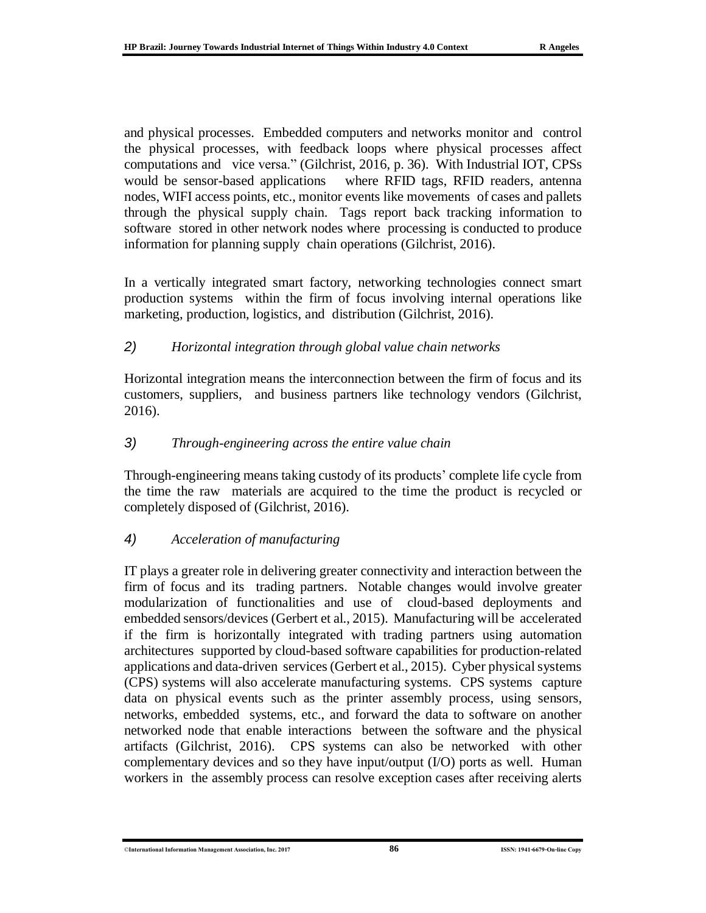and physical processes. Embedded computers and networks monitor and control the physical processes, with feedback loops where physical processes affect computations and vice versa." (Gilchrist, 2016, p. 36). With Industrial IOT, CPSs would be sensor-based applications where RFID tags, RFID readers, antenna nodes, WIFI access points, etc., monitor events like movements of cases and pallets through the physical supply chain. Tags report back tracking information to software stored in other network nodes where processing is conducted to produce information for planning supply chain operations (Gilchrist, 2016).

In a vertically integrated smart factory, networking technologies connect smart production systems within the firm of focus involving internal operations like marketing, production, logistics, and distribution (Gilchrist, 2016).

*2) Horizontal integration through global value chain networks*

Horizontal integration means the interconnection between the firm of focus and its customers, suppliers, and business partners like technology vendors (Gilchrist, 2016).

*3) Through-engineering across the entire value chain*

Through-engineering means taking custody of its products' complete life cycle from the time the raw materials are acquired to the time the product is recycled or completely disposed of (Gilchrist, 2016).

*4) Acceleration of manufacturing*

IT plays a greater role in delivering greater connectivity and interaction between the firm of focus and its trading partners. Notable changes would involve greater modularization of functionalities and use of cloud-based deployments and embedded sensors/devices (Gerbert et al., 2015). Manufacturing will be accelerated if the firm is horizontally integrated with trading partners using automation architectures supported by cloud-based software capabilities for production-related applications and data-driven services (Gerbert et al., 2015). Cyber physical systems (CPS) systems will also accelerate manufacturing systems. CPS systems capture data on physical events such as the printer assembly process, using sensors, networks, embedded systems, etc., and forward the data to software on another networked node that enable interactions between the software and the physical artifacts (Gilchrist, 2016). CPS systems can also be networked with other complementary devices and so they have input/output (I/O) ports as well. Human workers in the assembly process can resolve exception cases after receiving alerts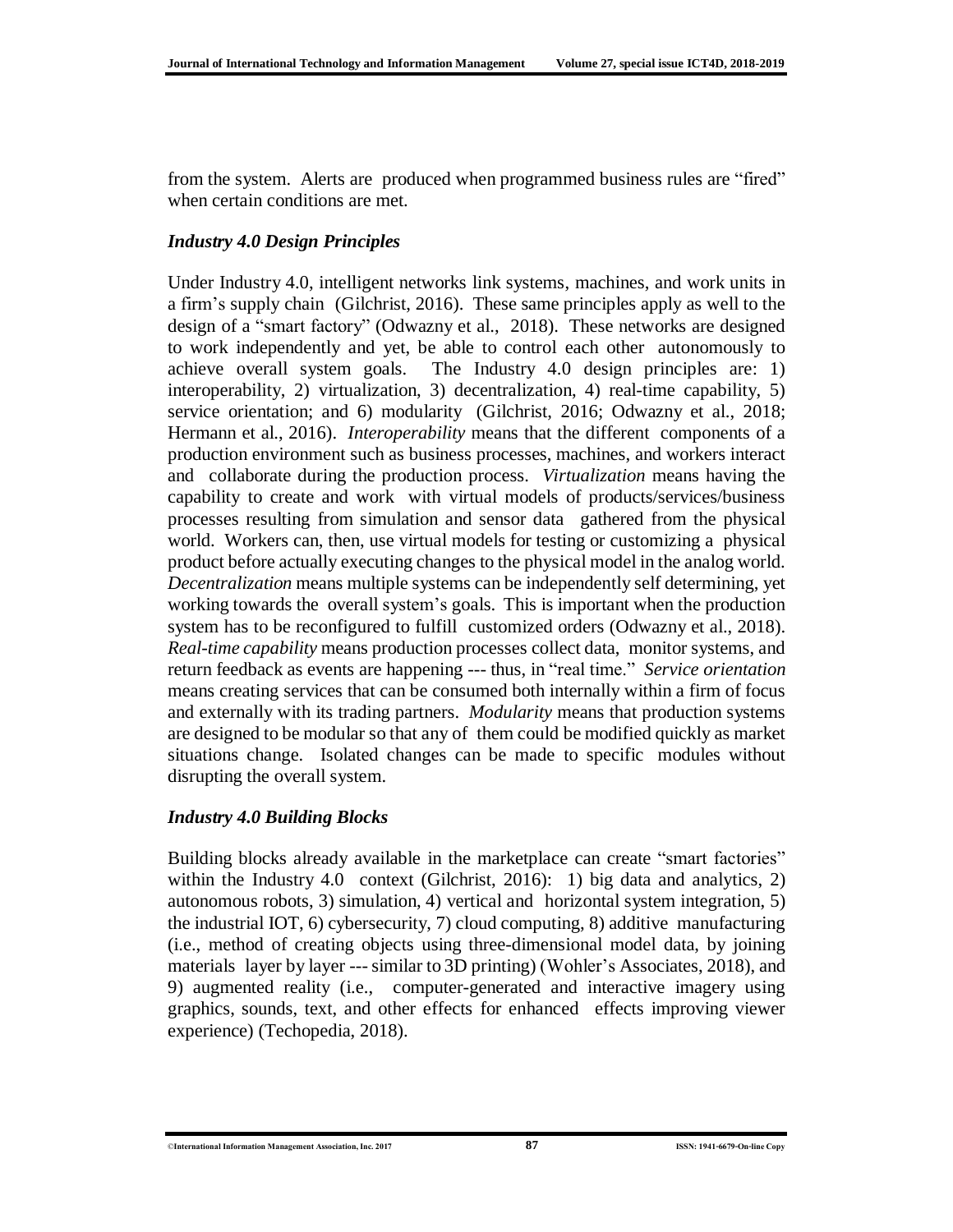from the system. Alerts are produced when programmed business rules are "fired" when certain conditions are met.

### *Industry 4.0 Design Principles*

Under Industry 4.0, intelligent networks link systems, machines, and work units in a firm's supply chain (Gilchrist, 2016). These same principles apply as well to the design of a "smart factory" (Odwazny et al., 2018). These networks are designed to work independently and yet, be able to control each other autonomously to achieve overall system goals. The Industry 4.0 design principles are: 1) interoperability, 2) virtualization, 3) decentralization, 4) real-time capability, 5) service orientation; and 6) modularity (Gilchrist, 2016; Odwazny et al., 2018; Hermann et al., 2016). *Interoperability* means that the different components of a production environment such as business processes, machines, and workers interact and collaborate during the production process. *Virtualization* means having the capability to create and work with virtual models of products/services/business processes resulting from simulation and sensor data gathered from the physical world. Workers can, then, use virtual models for testing or customizing a physical product before actually executing changes to the physical model in the analog world. *Decentralization* means multiple systems can be independently self determining, yet working towards the overall system's goals. This is important when the production system has to be reconfigured to fulfill customized orders (Odwazny et al., 2018). *Real-time capability* means production processes collect data, monitor systems, and return feedback as events are happening --- thus, in "real time." *Service orientation* means creating services that can be consumed both internally within a firm of focus and externally with its trading partners. *Modularity* means that production systems are designed to be modular so that any of them could be modified quickly as market situations change. Isolated changes can be made to specific modules without disrupting the overall system.

### *Industry 4.0 Building Blocks*

Building blocks already available in the marketplace can create "smart factories" within the Industry 4.0 context (Gilchrist, 2016): 1) big data and analytics, 2) autonomous robots, 3) simulation, 4) vertical and horizontal system integration, 5) the industrial IOT, 6) cybersecurity, 7) cloud computing, 8) additive manufacturing (i.e., method of creating objects using three-dimensional model data, by joining materials layer by layer --- similar to 3D printing) (Wohler's Associates, 2018), and 9) augmented reality (i.e., computer-generated and interactive imagery using graphics, sounds, text, and other effects for enhanced effects improving viewer experience) (Techopedia, 2018).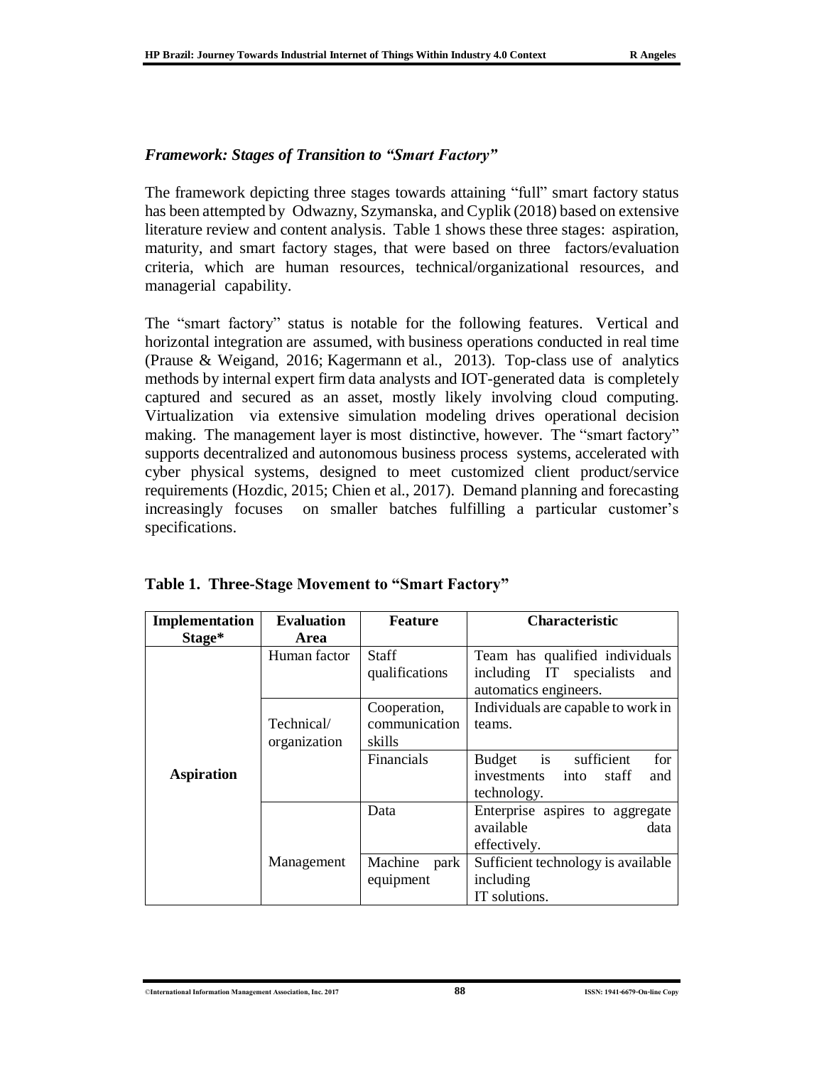### *Framework: Stages of Transition to "Smart Factory"*

The framework depicting three stages towards attaining "full" smart factory status has been attempted by Odwazny, Szymanska, and Cyplik (2018) based on extensive literature review and content analysis. Table 1 shows these three stages: aspiration, maturity, and smart factory stages, that were based on three factors/evaluation criteria, which are human resources, technical/organizational resources, and managerial capability.

The "smart factory" status is notable for the following features. Vertical and horizontal integration are assumed, with business operations conducted in real time (Prause & Weigand, 2016; Kagermann et al., 2013). Top-class use of analytics methods by internal expert firm data analysts and IOT-generated data is completely captured and secured as an asset, mostly likely involving cloud computing. Virtualization via extensive simulation modeling drives operational decision making. The management layer is most distinctive, however. The "smart factory" supports decentralized and autonomous business process systems, accelerated with cyber physical systems, designed to meet customized client product/service requirements (Hozdic, 2015; Chien et al., 2017). Demand planning and forecasting increasingly focuses on smaller batches fulfilling a particular customer's specifications.

**Table 1. Three-Stage Movement to "Smart Factory"**

| Implementation Stage* | Evaluation Area | Feature | Characteristic |
|---|---|---|---|
| **Aspiration** | Human factor | Staff qualifications | Team has qualified individuals including IT specialists and automatics engineers. |
| | Technical/ organization | Cooperation, communication skills | Individuals are capable to work in teams. |
| | | Financials | Budget is sufficient for investments into staff and technology. |
| | Management | Data | Enterprise aspires to aggregate available data effectively. |
| | | Machine park equipment | Sufficient technology is available including IT solutions. |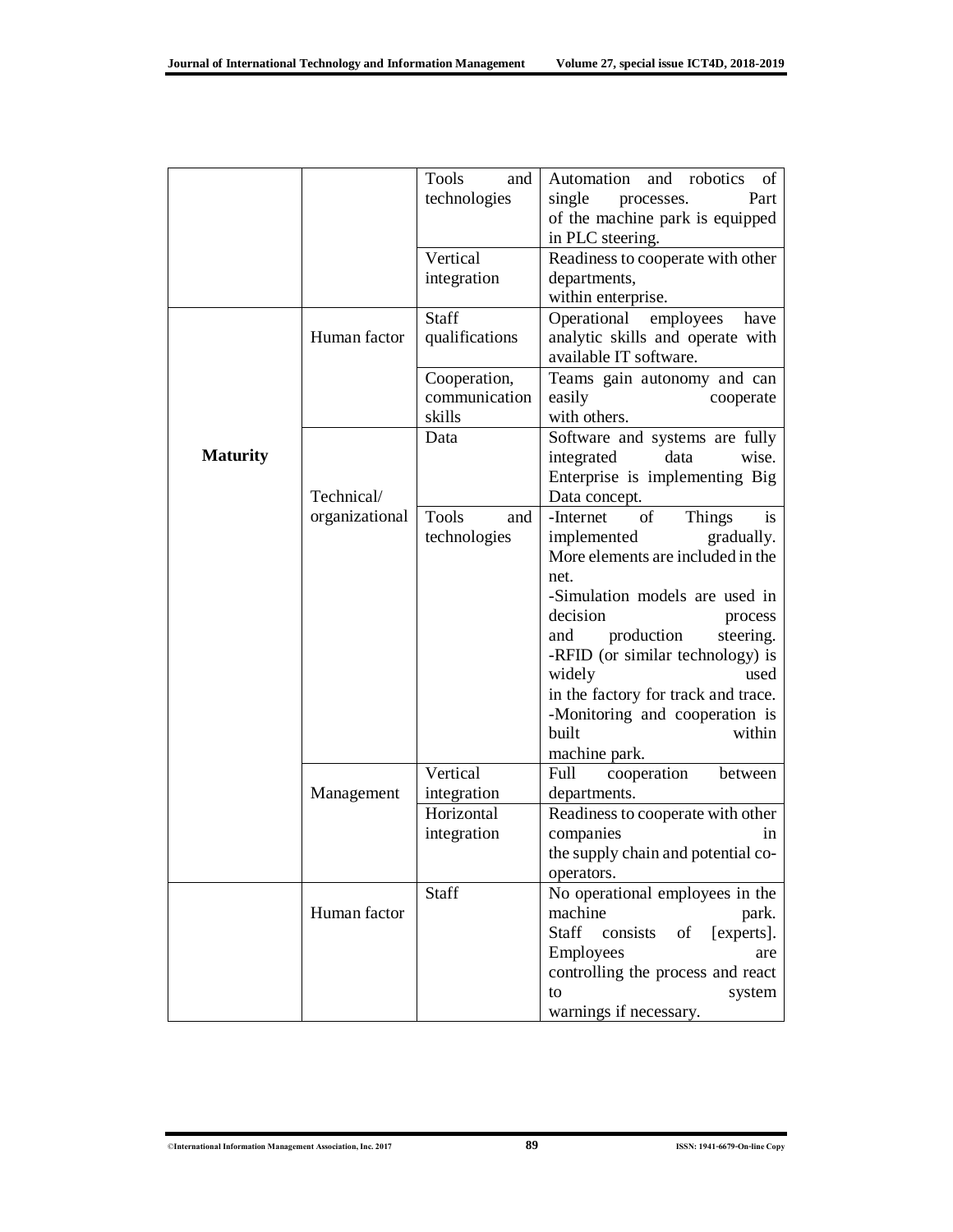| | | | |
|---|---|---|---|
| | | Tools and technologies | Automation and robotics of single processes. Part of the machine park is equipped in PLC steering. |
| | | Vertical integration | Readiness to cooperate with other departments, within enterprise. |
| **Maturity** | Human factor | Staff qualifications | Operational employees have analytic skills and operate with available IT software. |
| | | Cooperation, communication skills | Teams gain autonomy and can easily cooperate with others. |
| | Technical/ organizational | Data | Software and systems are fully integrated data wise. Enterprise is implementing Big Data concept. |
| | | Tools and technologies | -Internet of Things is implemented gradually. More elements are included in the net. -Simulation models are used in decision process and production steering. -RFID (or similar technology) is widely used in the factory for track and trace. -Monitoring and cooperation is built within machine park. |
| | Management | Vertical integration | Full cooperation between departments. |
| | | Horizontal integration | Readiness to cooperate with other companies in the supply chain and potential co-operators. |
| | Human factor | Staff | No operational employees in the machine park. Staff consists of [experts]. Employees are controlling the process and react to system warnings if necessary. |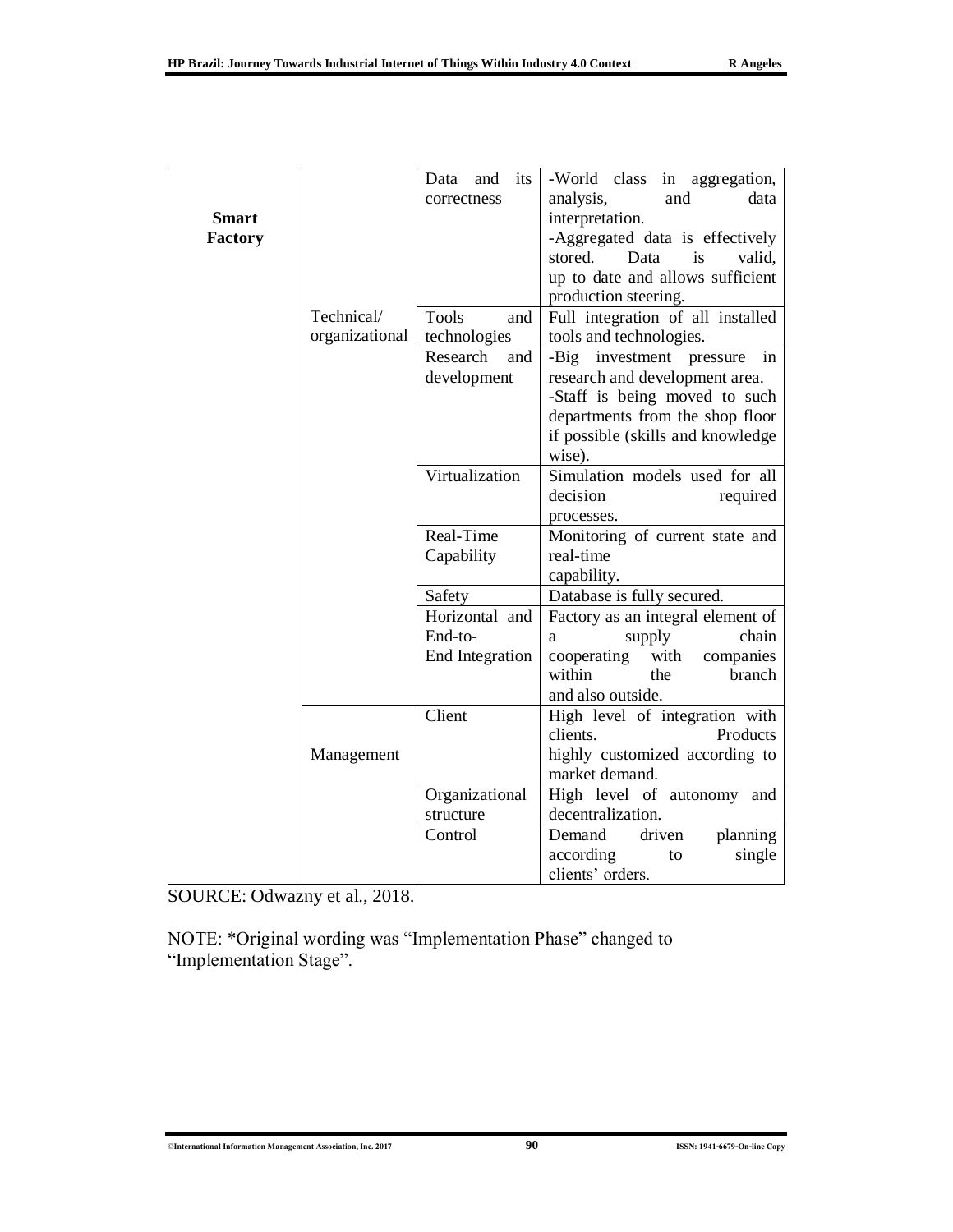| **Smart Factory** | Technical/ organizational | Data and its correctness | -World class in aggregation, analysis, and data interpretation. -Aggregated data is effectively stored. Data is valid, up to date and allows sufficient production steering. |
|---|---|---|---|
| | | Tools and technologies | Full integration of all installed tools and technologies. |
| | | Research and development | -Big investment pressure in research and development area. -Staff is being moved to such departments from the shop floor if possible (skills and knowledge wise). |
| | | Virtualization | Simulation models used for all decision required processes. |
| | | Real-Time Capability | Monitoring of current state and real-time capability. |
| | | Safety | Database is fully secured. |
| | | Horizontal and End-to-End Integration | Factory as an integral element of a supply chain cooperating with companies within the branch and also outside. |
| | Management | Client | High level of integration with clients. Products highly customized according to market demand. |
| | | Organizational structure | High level of autonomy and decentralization. |
| | | Control | Demand driven planning according to single clients' orders. |

SOURCE: Odwazny et al., 2018.

NOTE: *Original wording was "Implementation Phase" changed to "Implementation Stage".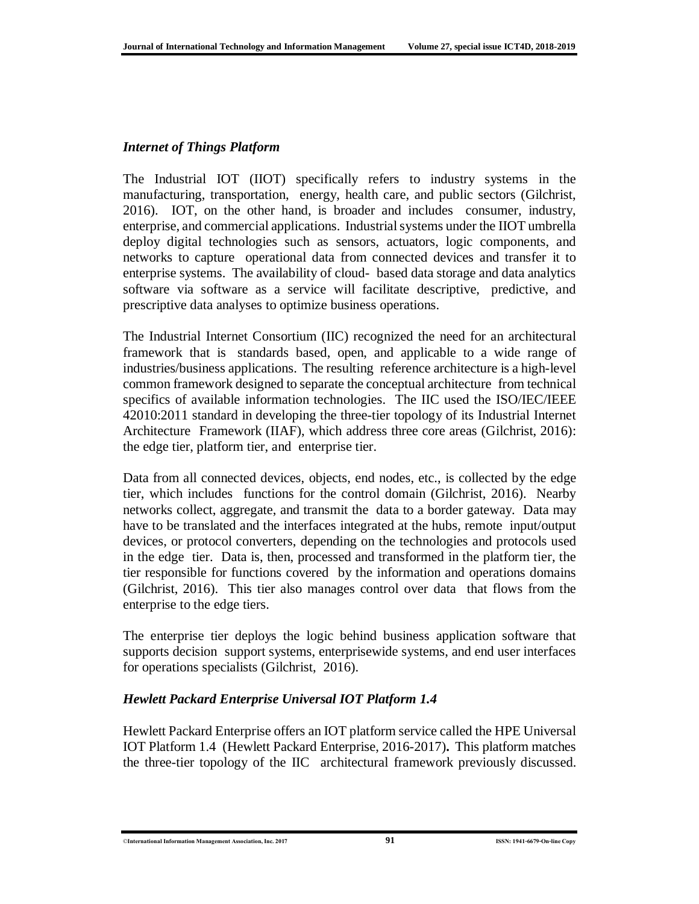### *Internet of Things Platform*

The Industrial IOT (IIOT) specifically refers to industry systems in the manufacturing, transportation, energy, health care, and public sectors (Gilchrist, 2016). IOT, on the other hand, is broader and includes consumer, industry, enterprise, and commercial applications. Industrial systems under the IIOT umbrella deploy digital technologies such as sensors, actuators, logic components, and networks to capture operational data from connected devices and transfer it to enterprise systems. The availability of cloud- based data storage and data analytics software via software as a service will facilitate descriptive, predictive, and prescriptive data analyses to optimize business operations.

The Industrial Internet Consortium (IIC) recognized the need for an architectural framework that is standards based, open, and applicable to a wide range of industries/business applications. The resulting reference architecture is a high-level common framework designed to separate the conceptual architecture from technical specifics of available information technologies. The IIC used the ISO/IEC/IEEE 42010:2011 standard in developing the three-tier topology of its Industrial Internet Architecture Framework (IIAF), which address three core areas (Gilchrist, 2016): the edge tier, platform tier, and enterprise tier.

Data from all connected devices, objects, end nodes, etc., is collected by the edge tier, which includes functions for the control domain (Gilchrist, 2016). Nearby networks collect, aggregate, and transmit the data to a border gateway. Data may have to be translated and the interfaces integrated at the hubs, remote input/output devices, or protocol converters, depending on the technologies and protocols used in the edge tier. Data is, then, processed and transformed in the platform tier, the tier responsible for functions covered by the information and operations domains (Gilchrist, 2016). This tier also manages control over data that flows from the enterprise to the edge tiers.

The enterprise tier deploys the logic behind business application software that supports decision support systems, enterprisewide systems, and end user interfaces for operations specialists (Gilchrist, 2016).

### *Hewlett Packard Enterprise Universal IOT Platform 1.4*

Hewlett Packard Enterprise offers an IOT platform service called the HPE Universal IOT Platform 1.4 (Hewlett Packard Enterprise, 2016-2017)**.** This platform matches the three-tier topology of the IIC architectural framework previously discussed.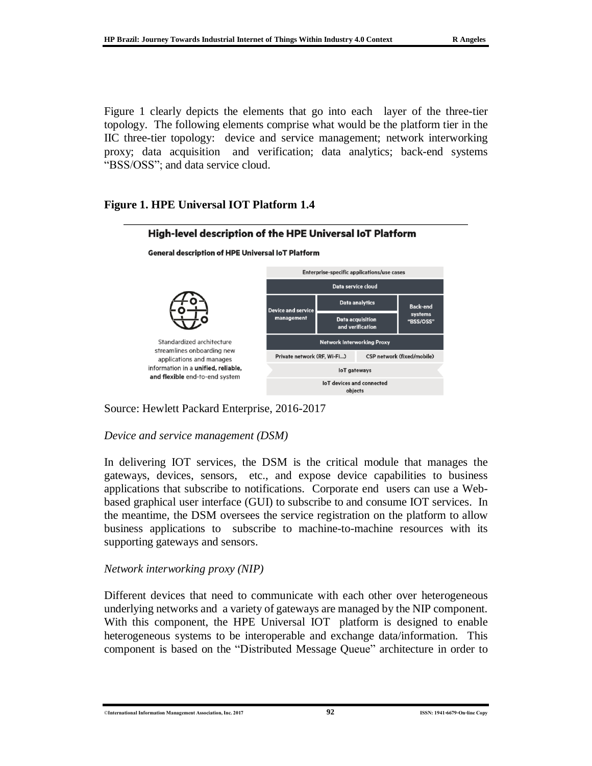Figure 1 clearly depicts the elements that go into each layer of the three-tier topology. The following elements comprise what would be the platform tier in the IIC three-tier topology: device and service management; network interworking proxy; data acquisition and verification; data analytics; back-end systems "BSS/OSS"; and data service cloud.

**Figure 1. HPE Universal IOT Platform 1.4**

**High-level description of the HPE Universal IoT Platform**

**General description of HPE Universal IoT Platform**

Standardized architecture streamlines onboarding new applications and manages information in a **unified, reliable, and flexible** end-to-end system

| Enterprise-specific applications/use cases | | |
|---|---|---|
| Data service cloud | | |
| Device and service management | Data analytics | Back-end systems "BSS/OSS" |
| | Data acquisition and verification | |
| Network Interworking Proxy | | |
| Private network (RF, Wi-Fi...) | CSP network (fixed/mobile) | |
| IoT gateways | | |
| IoT devices and connected objects | | |

Source: Hewlett Packard Enterprise, 2016-2017

*Device and service management (DSM)*

In delivering IOT services, the DSM is the critical module that manages the gateways, devices, sensors, etc., and expose device capabilities to business applications that subscribe to notifications. Corporate end users can use a Web-based graphical user interface (GUI) to subscribe to and consume IOT services. In the meantime, the DSM oversees the service registration on the platform to allow business applications to subscribe to machine-to-machine resources with its supporting gateways and sensors.

*Network interworking proxy (NIP)*

Different devices that need to communicate with each other over heterogeneous underlying networks and a variety of gateways are managed by the NIP component. With this component, the HPE Universal IOT platform is designed to enable heterogeneous systems to be interoperable and exchange data/information. This component is based on the "Distributed Message Queue" architecture in order to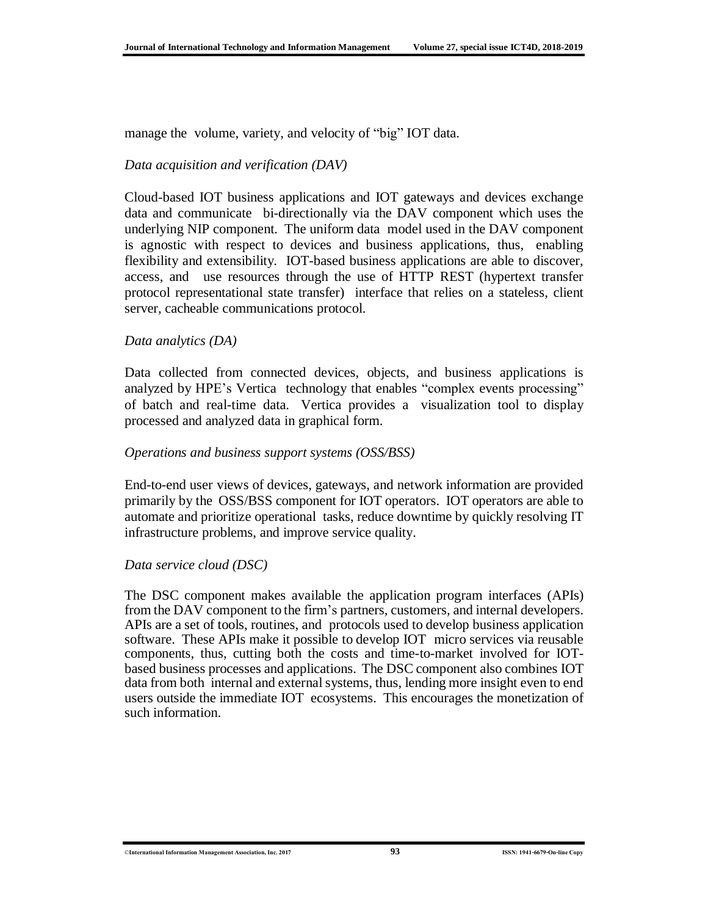manage the volume, variety, and velocity of "big" IOT data.

*Data acquisition and verification (DAV)*

Cloud-based IOT business applications and IOT gateways and devices exchange data and communicate bi-directionally via the DAV component which uses the underlying NIP component. The uniform data model used in the DAV component is agnostic with respect to devices and business applications, thus, enabling flexibility and extensibility. IOT-based business applications are able to discover, access, and use resources through the use of HTTP REST (hypertext transfer protocol representational state transfer) interface that relies on a stateless, client server, cacheable communications protocol.

*Data analytics (DA)*

Data collected from connected devices, objects, and business applications is analyzed by HPE's Vertica technology that enables "complex events processing" of batch and real-time data. Vertica provides a visualization tool to display processed and analyzed data in graphical form.

*Operations and business support systems (OSS/BSS)*

End-to-end user views of devices, gateways, and network information are provided primarily by the OSS/BSS component for IOT operators. IOT operators are able to automate and prioritize operational tasks, reduce downtime by quickly resolving IT infrastructure problems, and improve service quality.

*Data service cloud (DSC)*

The DSC component makes available the application program interfaces (APIs) from the DAV component to the firm's partners, customers, and internal developers. APIs are a set of tools, routines, and protocols used to develop business application software. These APIs make it possible to develop IOT micro services via reusable components, thus, cutting both the costs and time-to-market involved for IOT-based business processes and applications. The DSC component also combines IOT data from both internal and external systems, thus, lending more insight even to end users outside the immediate IOT ecosystems. This encourages the monetization of such information.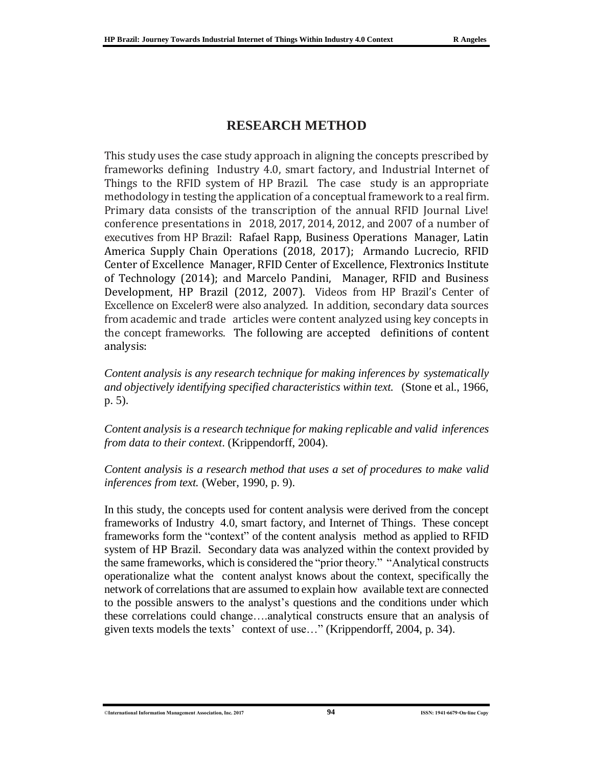# RESEARCH METHOD

This study uses the case study approach in aligning the concepts prescribed by frameworks defining Industry 4.0, smart factory, and Industrial Internet of Things to the RFID system of HP Brazil. The case study is an appropriate methodology in testing the application of a conceptual framework to a real firm. Primary data consists of the transcription of the annual RFID Journal Live! conference presentations in 2018, 2017, 2014, 2012, and 2007 of a number of executives from HP Brazil: Rafael Rapp, Business Operations Manager, Latin America Supply Chain Operations (2018, 2017); Armando Lucrecio, RFID Center of Excellence Manager, RFID Center of Excellence, Flextronics Institute of Technology (2014); and Marcelo Pandini, Manager, RFID and Business Development, HP Brazil (2012, 2007). Videos from HP Brazil's Center of Excellence on Exceler8 were also analyzed. In addition, secondary data sources from academic and trade articles were content analyzed using key concepts in the concept frameworks. The following are accepted definitions of content analysis:

*Content analysis is any research technique for making inferences by systematically and objectively identifying specified characteristics within text.* (Stone et al., 1966, p. 5).

*Content analysis is a research technique for making replicable and valid inferences from data to their context*. (Krippendorff, 2004).

*Content analysis is a research method that uses a set of procedures to make valid inferences from text.* (Weber, 1990, p. 9).

In this study, the concepts used for content analysis were derived from the concept frameworks of Industry 4.0, smart factory, and Internet of Things. These concept frameworks form the "context" of the content analysis method as applied to RFID system of HP Brazil. Secondary data was analyzed within the context provided by the same frameworks, which is considered the "prior theory." "Analytical constructs operationalize what the content analyst knows about the context, specifically the network of correlations that are assumed to explain how available text are connected to the possible answers to the analyst's questions and the conditions under which these correlations could change….analytical constructs ensure that an analysis of given texts models the texts' context of use…" (Krippendorff, 2004, p. 34).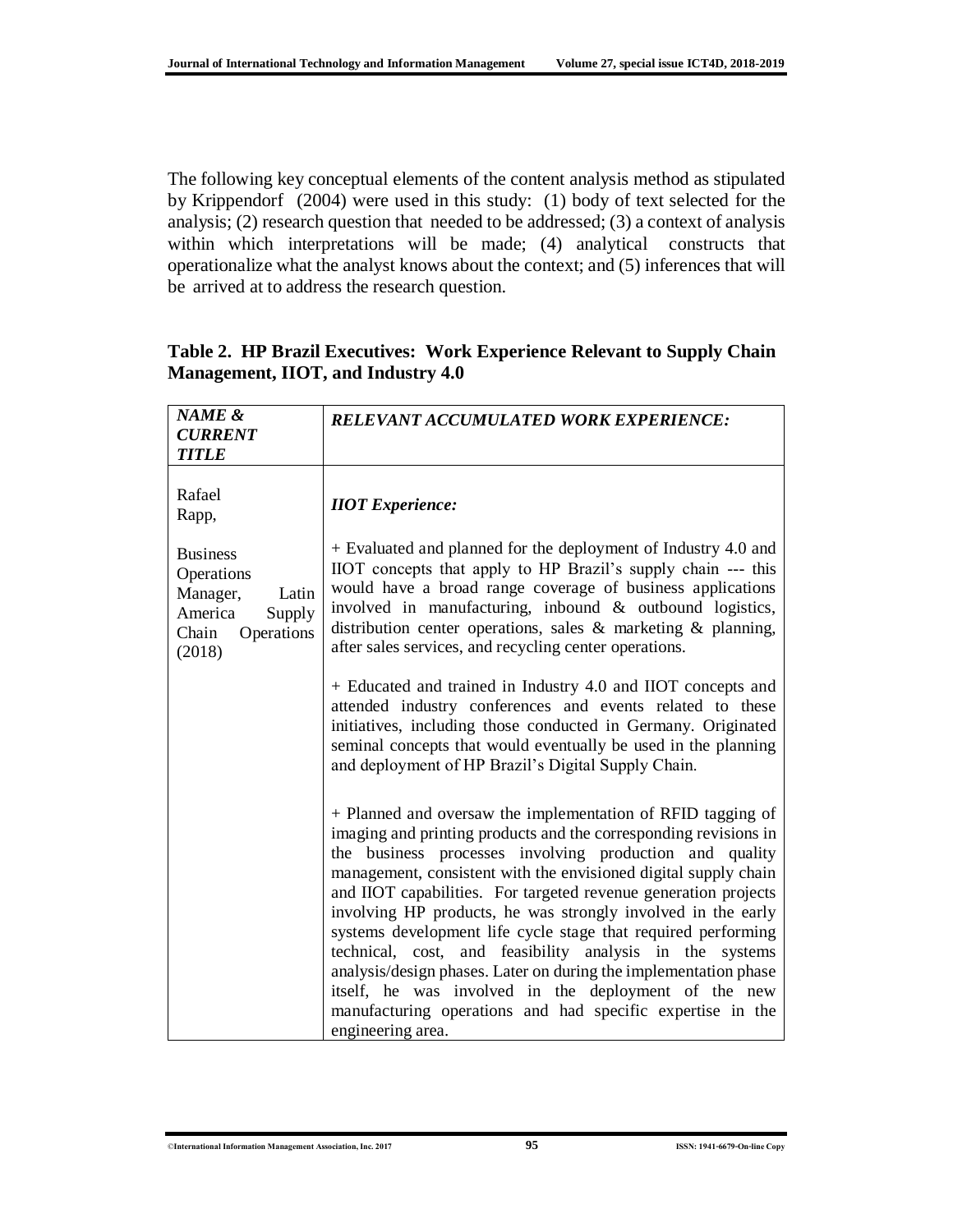The following key conceptual elements of the content analysis method as stipulated by Krippendorf (2004) were used in this study: (1) body of text selected for the analysis; (2) research question that needed to be addressed; (3) a context of analysis within which interpretations will be made; (4) analytical constructs that operationalize what the analyst knows about the context; and (5) inferences that will be arrived at to address the research question.

**Table 2. HP Brazil Executives: Work Experience Relevant to Supply Chain Management, IIOT, and Industry 4.0**

| ***NAME & CURRENT TITLE*** | ***RELEVANT ACCUMULATED WORK EXPERIENCE:*** |
|---|---|
| Rafael Rapp,<br><br>Business Operations Manager, Latin America Supply Chain Operations (2018) | ***IIOT Experience:***<br><br>+ Evaluated and planned for the deployment of Industry 4.0 and IIOT concepts that apply to HP Brazil's supply chain --- this would have a broad range coverage of business applications involved in manufacturing, inbound & outbound logistics, distribution center operations, sales & marketing & planning, after sales services, and recycling center operations.<br><br>+ Educated and trained in Industry 4.0 and IIOT concepts and attended industry conferences and events related to these initiatives, including those conducted in Germany. Originated seminal concepts that would eventually be used in the planning and deployment of HP Brazil's Digital Supply Chain.<br><br>+ Planned and oversaw the implementation of RFID tagging of imaging and printing products and the corresponding revisions in the business processes involving production and quality management, consistent with the envisioned digital supply chain and IIOT capabilities. For targeted revenue generation projects involving HP products, he was strongly involved in the early systems development life cycle stage that required performing technical, cost, and feasibility analysis in the systems analysis/design phases. Later on during the implementation phase itself, he was involved in the deployment of the new manufacturing operations and had specific expertise in the engineering area. |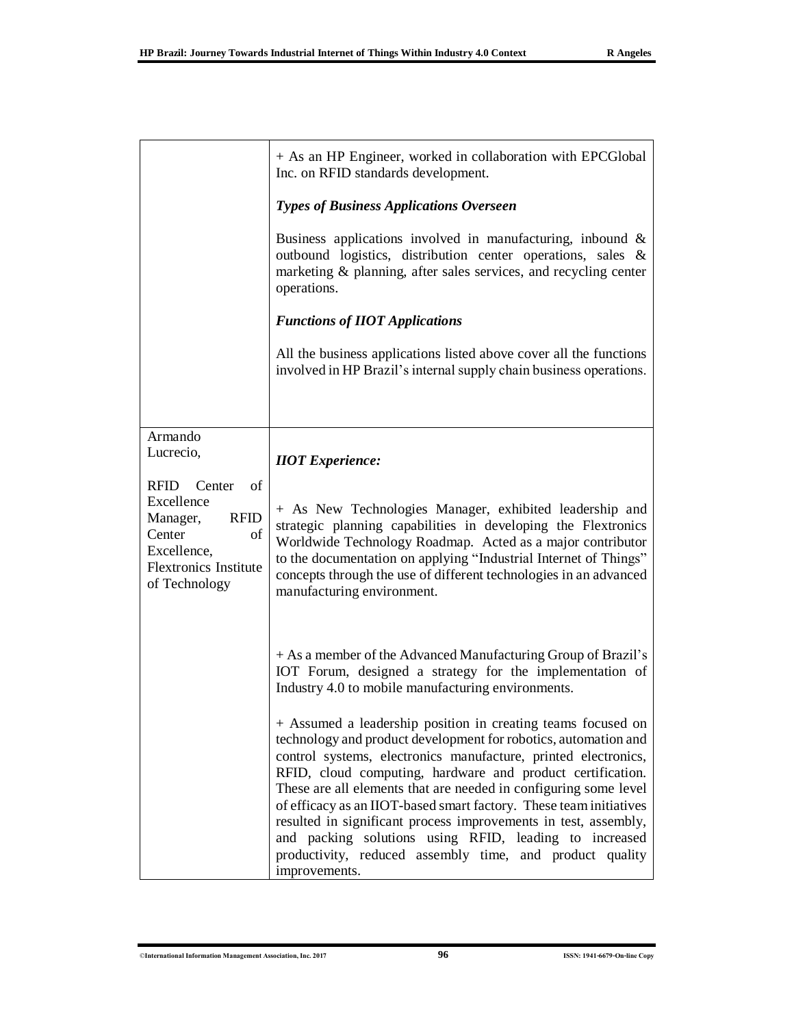| | |
|---|---|
| | + As an HP Engineer, worked in collaboration with EPCGlobal Inc. on RFID standards development.<br><br>***Types of Business Applications Overseen***<br><br>Business applications involved in manufacturing, inbound & outbound logistics, distribution center operations, sales & marketing & planning, after sales services, and recycling center operations.<br><br>***Functions of IIOT Applications***<br><br>All the business applications listed above cover all the functions involved in HP Brazil's internal supply chain business operations. |
| Armando Lucrecio,<br><br>RFID Center of Excellence Manager, RFID Center of Excellence, Flextronics Institute of Technology | ***IIOT Experience:***<br><br>+ As New Technologies Manager, exhibited leadership and strategic planning capabilities in developing the Flextronics Worldwide Technology Roadmap. Acted as a major contributor to the documentation on applying "Industrial Internet of Things" concepts through the use of different technologies in an advanced manufacturing environment.<br><br>+ As a member of the Advanced Manufacturing Group of Brazil's IOT Forum, designed a strategy for the implementation of Industry 4.0 to mobile manufacturing environments.<br><br>+ Assumed a leadership position in creating teams focused on technology and product development for robotics, automation and control systems, electronics manufacture, printed electronics, RFID, cloud computing, hardware and product certification. These are all elements that are needed in configuring some level of efficacy as an IIOT-based smart factory. These team initiatives resulted in significant process improvements in test, assembly, and packing solutions using RFID, leading to increased productivity, reduced assembly time, and product quality improvements. |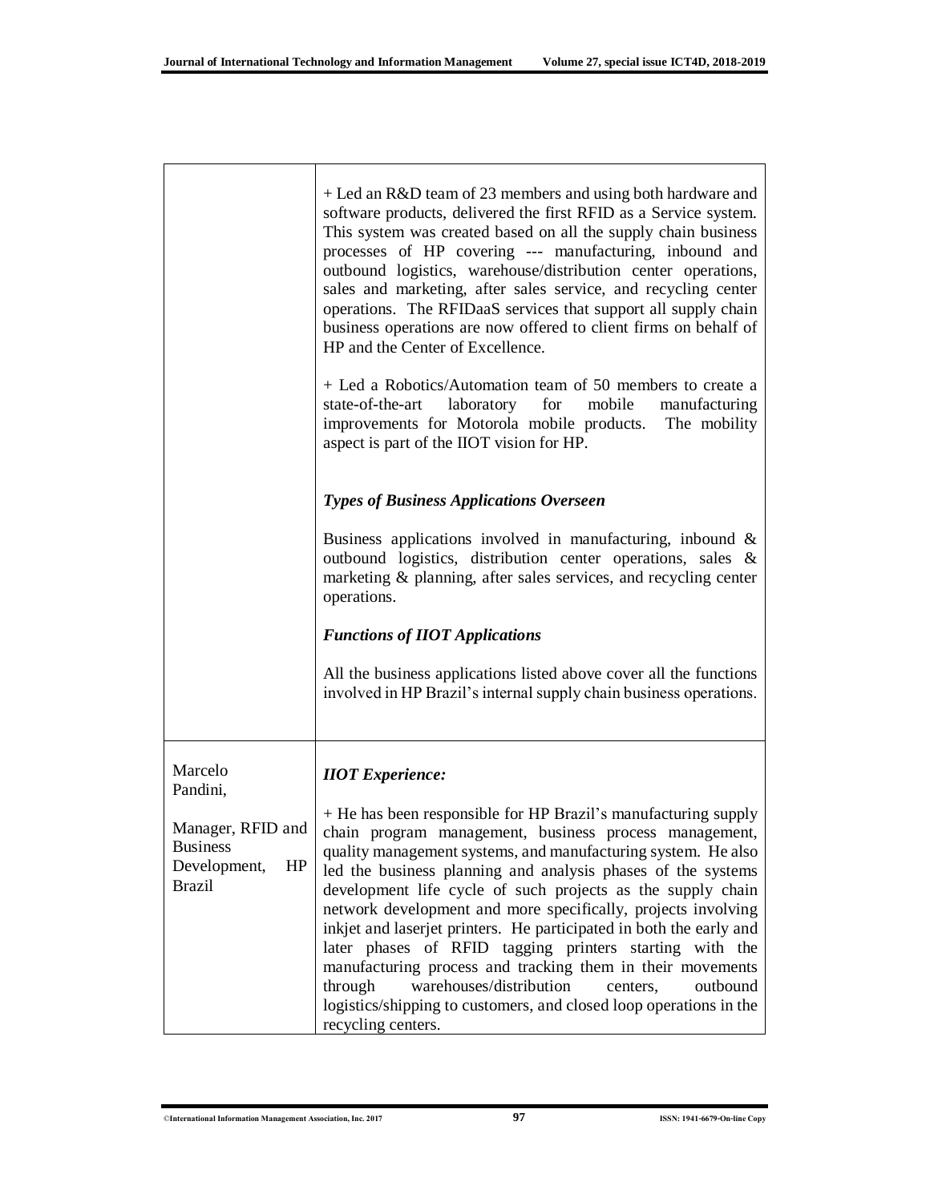| | |
|---|---|
| | + Led an R&D team of 23 members and using both hardware and software products, delivered the first RFID as a Service system. This system was created based on all the supply chain business processes of HP covering --- manufacturing, inbound and outbound logistics, warehouse/distribution center operations, sales and marketing, after sales service, and recycling center operations. The RFIDaaS services that support all supply chain business operations are now offered to client firms on behalf of HP and the Center of Excellence.<br><br>+ Led a Robotics/Automation team of 50 members to create a state-of-the-art laboratory for mobile manufacturing improvements for Motorola mobile products. The mobility aspect is part of the IIOT vision for HP.<br><br>***Types of Business Applications Overseen***<br><br>Business applications involved in manufacturing, inbound & outbound logistics, distribution center operations, sales & marketing & planning, after sales services, and recycling center operations.<br><br>***Functions of IIOT Applications***<br><br>All the business applications listed above cover all the functions involved in HP Brazil's internal supply chain business operations. |
| Marcelo Pandini,<br><br>Manager, RFID and Business Development, HP Brazil | ***IIOT Experience:***<br><br>+ He has been responsible for HP Brazil's manufacturing supply chain program management, business process management, quality management systems, and manufacturing system. He also led the business planning and analysis phases of the systems development life cycle of such projects as the supply chain network development and more specifically, projects involving inkjet and laserjet printers. He participated in both the early and later phases of RFID tagging printers starting with the manufacturing process and tracking them in their movements through warehouses/distribution centers, outbound logistics/shipping to customers, and closed loop operations in the recycling centers. |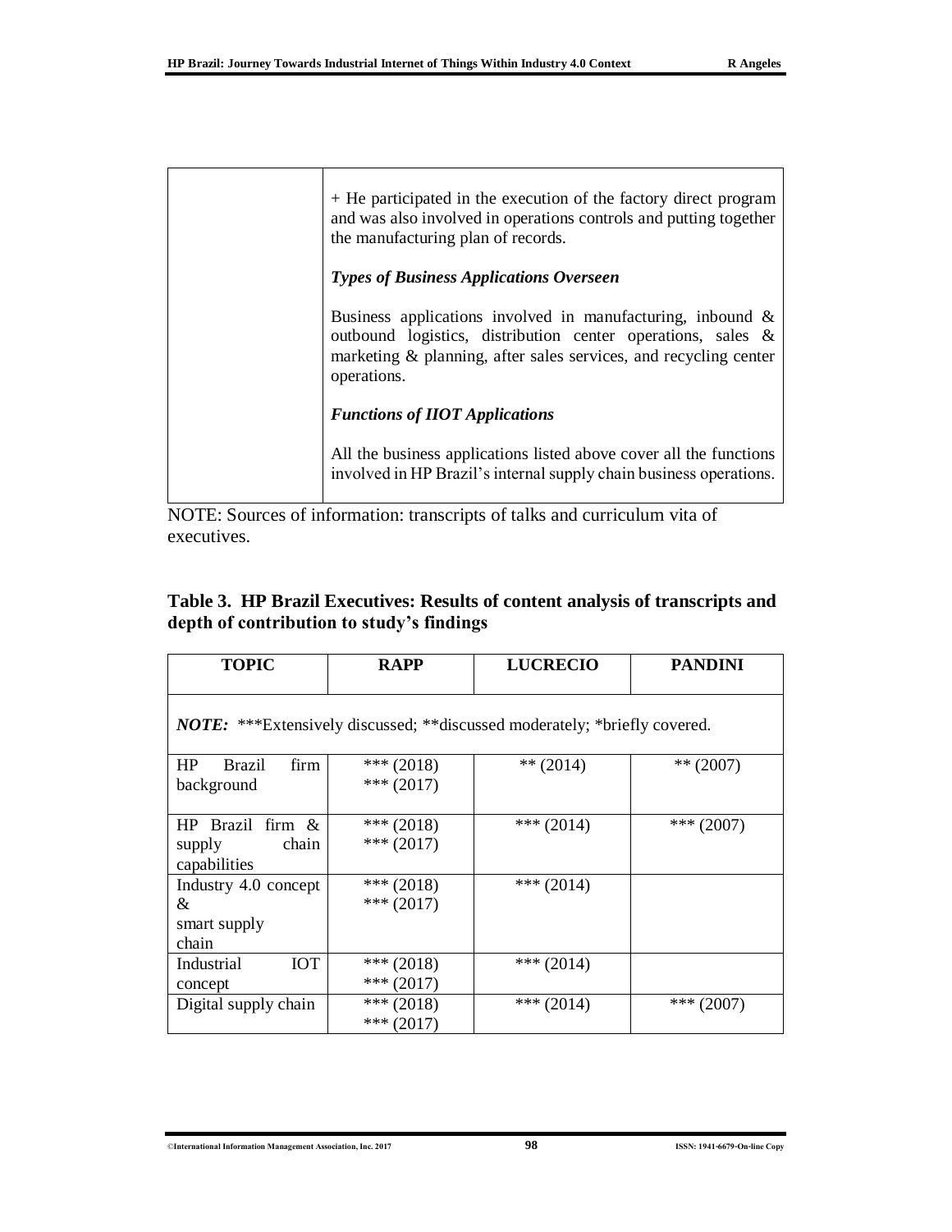| | + He participated in the execution of the factory direct program and was also involved in operations controls and putting together the manufacturing plan of records.<br><br>***Types of Business Applications Overseen***<br><br>Business applications involved in manufacturing, inbound & outbound logistics, distribution center operations, sales & marketing & planning, after sales services, and recycling center operations.<br><br>***Functions of IIOT Applications***<br><br>All the business applications listed above cover all the functions involved in HP Brazil's internal supply chain business operations. |
|---|---|

NOTE: Sources of information: transcripts of talks and curriculum vita of executives.

**Table 3. HP Brazil Executives: Results of content analysis of transcripts and depth of contribution to study's findings**

| TOPIC | RAPP | LUCRECIO | PANDINI |
|---|---|---|---|
| ***NOTE:*** ***Extensively discussed; **discussed moderately; *briefly covered. | | | |
| HP Brazil firm background | *** (2018)<br>*** (2017) | ** (2014) | ** (2007) |
| HP Brazil firm & supply chain capabilities | *** (2018)<br>*** (2017) | *** (2014) | *** (2007) |
| Industry 4.0 concept & smart supply chain | *** (2018)<br>*** (2017) | *** (2014) | |
| Industrial IOT concept | *** (2018)<br>*** (2017) | *** (2014) | |
| Digital supply chain | *** (2018)<br>*** (2017) | *** (2014) | *** (2007) |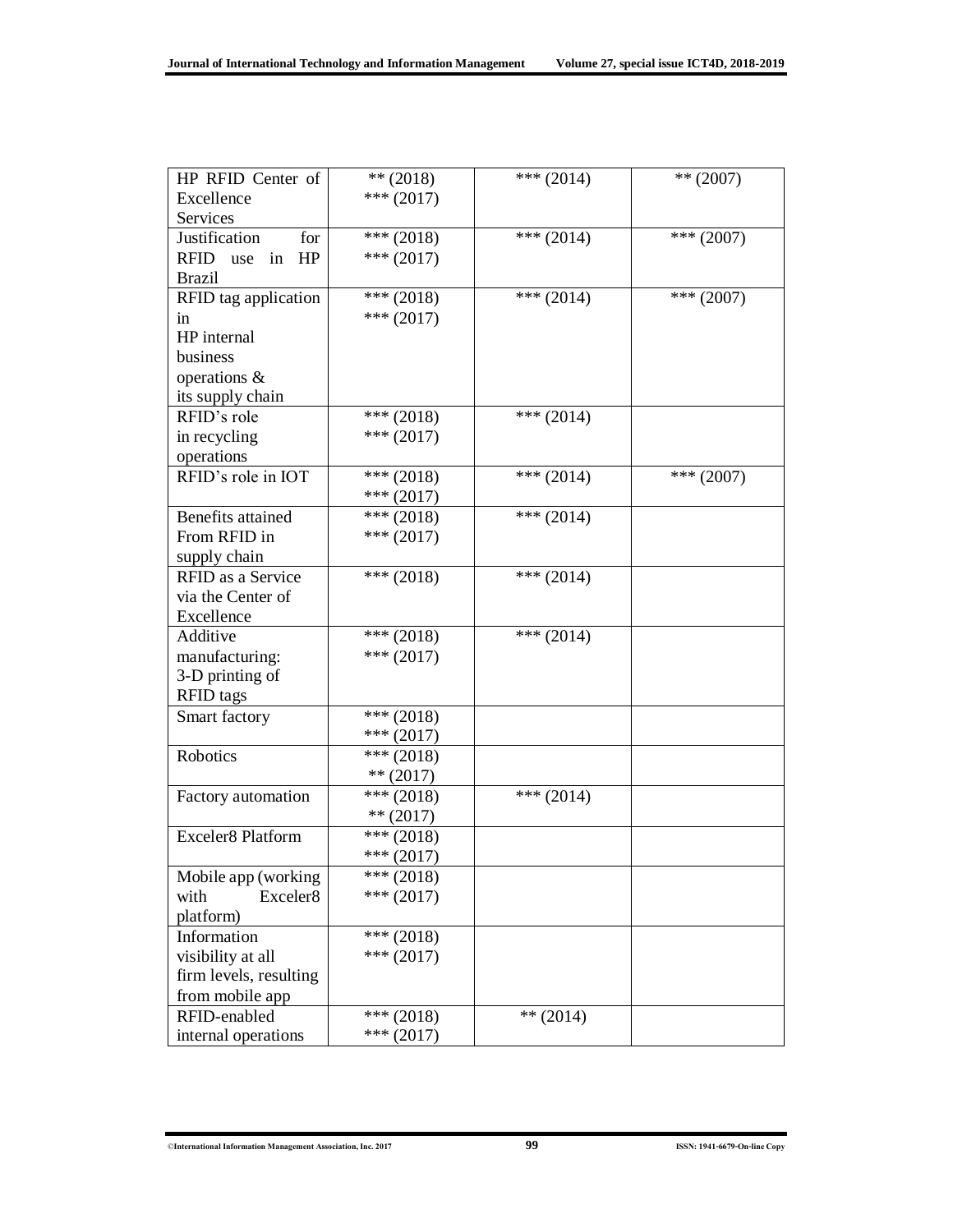| | | | |
|---|---|---|---|
| HP RFID Center of Excellence Services | ** (2018)<br>*** (2017) | *** (2014) | ** (2007) |
| Justification for RFID use in HP Brazil | *** (2018)<br>*** (2017) | *** (2014) | *** (2007) |
| RFID tag application in HP internal business operations & its supply chain | *** (2018)<br>*** (2017) | *** (2014) | *** (2007) |
| RFID's role in recycling operations | *** (2018)<br>*** (2017) | *** (2014) | |
| RFID's role in IOT | *** (2018)<br>*** (2017) | *** (2014) | *** (2007) |
| Benefits attained From RFID in supply chain | *** (2018)<br>*** (2017) | *** (2014) | |
| RFID as a Service via the Center of Excellence | *** (2018) | *** (2014) | |
| Additive manufacturing: 3-D printing of RFID tags | *** (2018)<br>*** (2017) | *** (2014) | |
| Smart factory | *** (2018)<br>*** (2017) | | |
| Robotics | *** (2018)<br>** (2017) | | |
| Factory automation | *** (2018)<br>** (2017) | *** (2014) | |
| Exceler8 Platform | *** (2018)<br>*** (2017) | | |
| Mobile app (working with Exceler8 platform) | *** (2018)<br>*** (2017) | | |
| Information visibility at all firm levels, resulting from mobile app | *** (2018)<br>*** (2017) | | |
| RFID-enabled internal operations | *** (2018)<br>*** (2017) | ** (2014) | |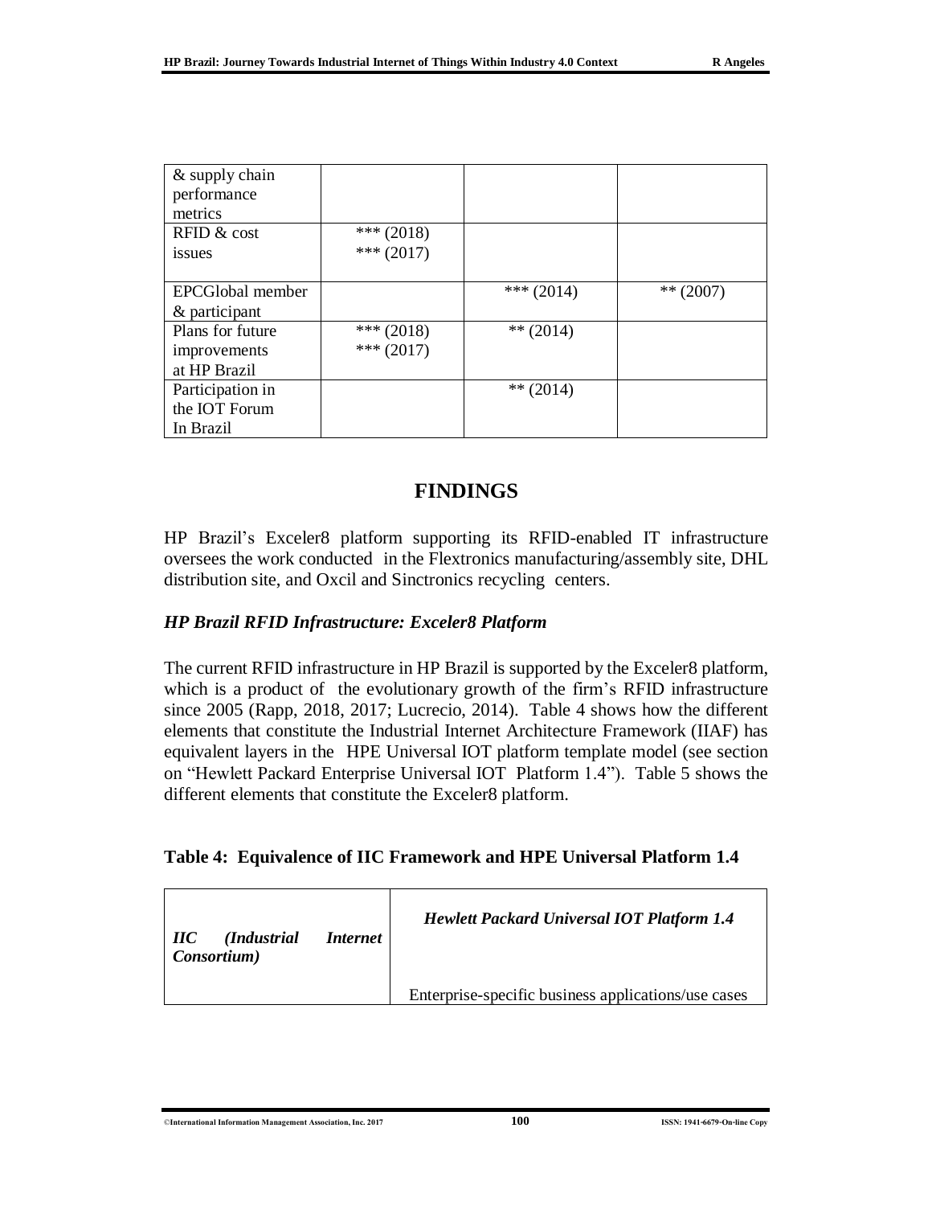| & supply chain performance metrics | | | |
|---|---|---|---|
| RFID & cost issues | *** (2018)<br>*** (2017) | | |
| EPCGlobal member & participant | | *** (2014) | ** (2007) |
| Plans for future improvements at HP Brazil | *** (2018)<br>*** (2017) | ** (2014) | |
| Participation in the IOT Forum In Brazil | | ** (2014) | |

## FINDINGS

HP Brazil's Exceler8 platform supporting its RFID-enabled IT infrastructure oversees the work conducted in the Flextronics manufacturing/assembly site, DHL distribution site, and Oxcil and Sinctronics recycling centers.

### *HP Brazil RFID Infrastructure: Exceler8 Platform*

The current RFID infrastructure in HP Brazil is supported by the Exceler8 platform, which is a product of the evolutionary growth of the firm's RFID infrastructure since 2005 (Rapp, 2018, 2017; Lucrecio, 2014). Table 4 shows how the different elements that constitute the Industrial Internet Architecture Framework (IIAF) has equivalent layers in the HPE Universal IOT platform template model (see section on "Hewlett Packard Enterprise Universal IOT Platform 1.4"). Table 5 shows the different elements that constitute the Exceler8 platform.

**Table 4: Equivalence of IIC Framework and HPE Universal Platform 1.4**

| ***IIC (Industrial Internet Consortium)*** | ***Hewlett Packard Universal IOT Platform 1.4*** |
|---|---|
| | Enterprise-specific business applications/use cases |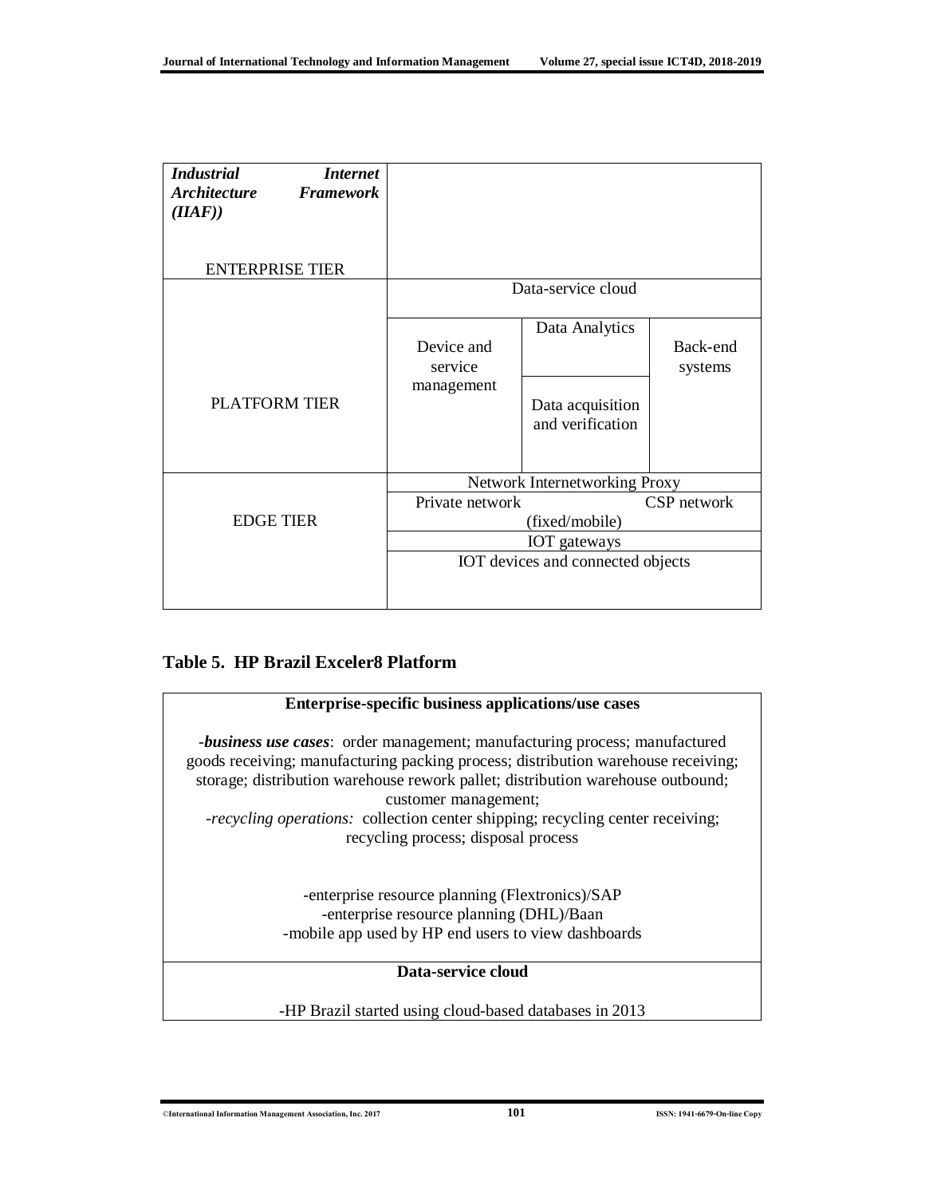| *Industrial Internet Architecture Framework (IIAF))* ENTERPRISE TIER | | | |
|---|---|---|---|
| PLATFORM TIER | Data-service cloud | | |
| | Device and service management | Data Analytics | Back-end systems |
| | | Data acquisition and verification | |
| EDGE TIER | Network Internetworking Proxy | | |
| | Private network | (fixed/mobile) | CSP network |
| | IOT gateways | | |
| | IOT devices and connected objects | | |

**Table 5. HP Brazil Exceler8 Platform**

| **Enterprise-specific business applications/use cases** |
|---|
| -***business use cases***: order management; manufacturing process; manufactured goods receiving; manufacturing packing process; distribution warehouse receiving; storage; distribution warehouse rework pallet; distribution warehouse outbound; customer management; -*recycling operations:* collection center shipping; recycling center receiving; recycling process; disposal process<br><br>-enterprise resource planning (Flextronics)/SAP<br>-enterprise resource planning (DHL)/Baan<br>-mobile app used by HP end users to view dashboards |
| **Data-service cloud** |
| -HP Brazil started using cloud-based databases in 2013 |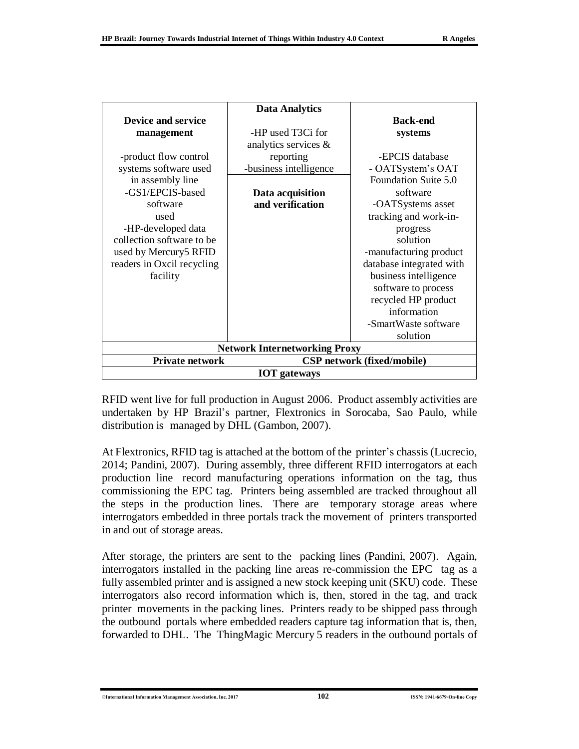| Device and service management | Data Analytics / Data acquisition and verification | Back-end systems |
|---|---|---|
| -product flow control systems software used in assembly line<br>-GS1/EPCIS-based software used<br>-HP-developed data collection software to be used by Mercury5 RFID readers in Oxcil recycling facility | **Data Analytics**<br>-HP used T3Ci for analytics services & reporting<br>-business intelligence<br><br>**Data acquisition and verification** | -EPCIS database<br>- OATSystem's OAT Foundation Suite 5.0 software<br>-OATSystems asset tracking and work-in-progress solution<br>-manufacturing product database integrated with business intelligence software to process recycled HP product information<br>-SmartWaste software solution |
| **Network Internetworking Proxy** | | |
| **Private network** | **CSP network (fixed/mobile)** | |
| **IOT gateways** | | |

RFID went live for full production in August 2006. Product assembly activities are undertaken by HP Brazil's partner, Flextronics in Sorocaba, Sao Paulo, while distribution is managed by DHL (Gambon, 2007).

At Flextronics, RFID tag is attached at the bottom of the printer's chassis (Lucrecio, 2014; Pandini, 2007). During assembly, three different RFID interrogators at each production line record manufacturing operations information on the tag, thus commissioning the EPC tag. Printers being assembled are tracked throughout all the steps in the production lines. There are temporary storage areas where interrogators embedded in three portals track the movement of printers transported in and out of storage areas.

After storage, the printers are sent to the packing lines (Pandini, 2007). Again, interrogators installed in the packing line areas re-commission the EPC tag as a fully assembled printer and is assigned a new stock keeping unit (SKU) code. These interrogators also record information which is, then, stored in the tag, and track printer movements in the packing lines. Printers ready to be shipped pass through the outbound portals where embedded readers capture tag information that is, then, forwarded to DHL. The ThingMagic Mercury 5 readers in the outbound portals of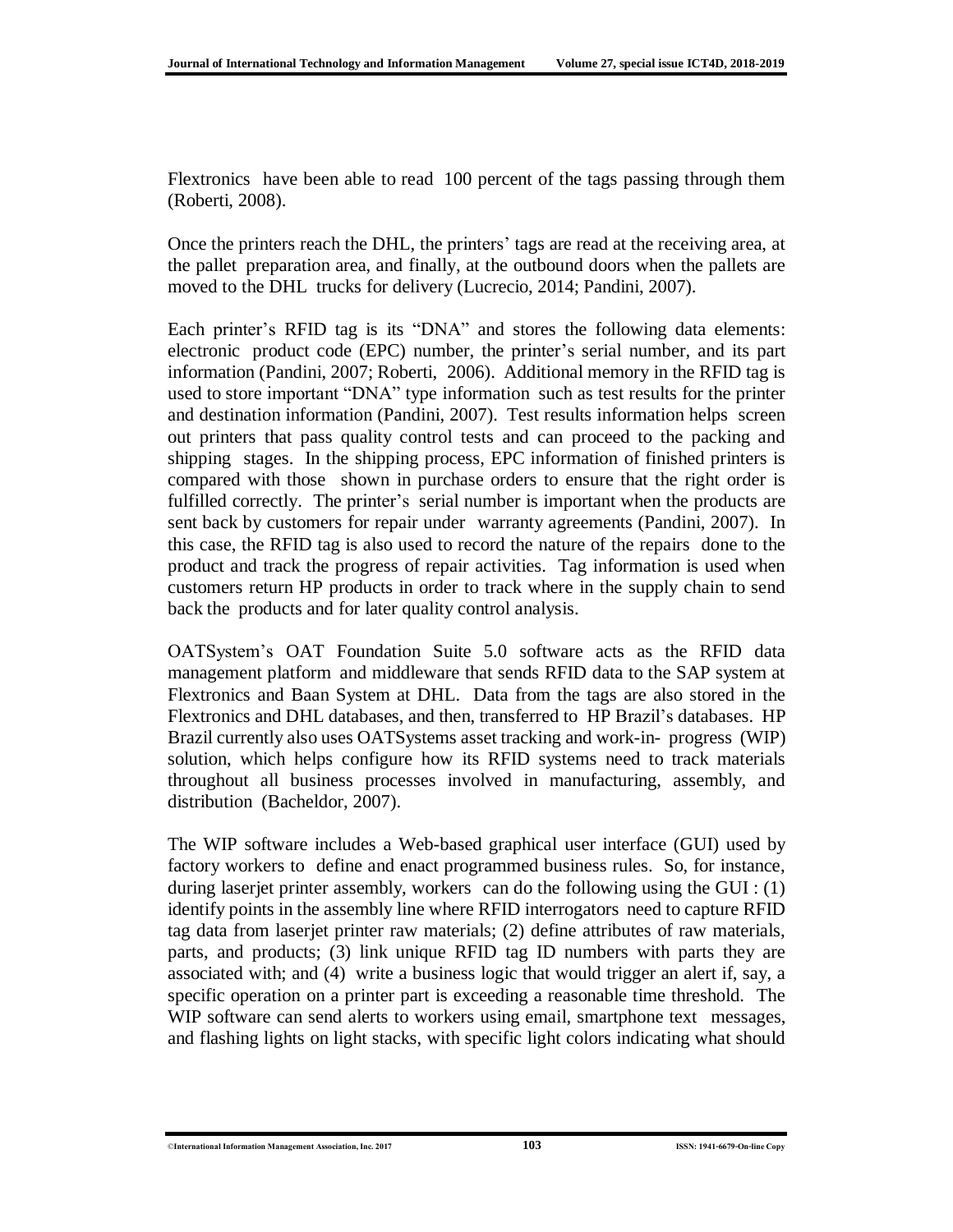Flextronics have been able to read 100 percent of the tags passing through them (Roberti, 2008).

Once the printers reach the DHL, the printers' tags are read at the receiving area, at the pallet preparation area, and finally, at the outbound doors when the pallets are moved to the DHL trucks for delivery (Lucrecio, 2014; Pandini, 2007).

Each printer's RFID tag is its "DNA" and stores the following data elements: electronic product code (EPC) number, the printer's serial number, and its part information (Pandini, 2007; Roberti, 2006). Additional memory in the RFID tag is used to store important "DNA" type information such as test results for the printer and destination information (Pandini, 2007). Test results information helps screen out printers that pass quality control tests and can proceed to the packing and shipping stages. In the shipping process, EPC information of finished printers is compared with those shown in purchase orders to ensure that the right order is fulfilled correctly. The printer's serial number is important when the products are sent back by customers for repair under warranty agreements (Pandini, 2007). In this case, the RFID tag is also used to record the nature of the repairs done to the product and track the progress of repair activities. Tag information is used when customers return HP products in order to track where in the supply chain to send back the products and for later quality control analysis.

OATSystem's OAT Foundation Suite 5.0 software acts as the RFID data management platform and middleware that sends RFID data to the SAP system at Flextronics and Baan System at DHL. Data from the tags are also stored in the Flextronics and DHL databases, and then, transferred to HP Brazil's databases. HP Brazil currently also uses OATSystems asset tracking and work-in- progress (WIP) solution, which helps configure how its RFID systems need to track materials throughout all business processes involved in manufacturing, assembly, and distribution (Bacheldor, 2007).

The WIP software includes a Web-based graphical user interface (GUI) used by factory workers to define and enact programmed business rules. So, for instance, during laserjet printer assembly, workers can do the following using the GUI : (1) identify points in the assembly line where RFID interrogators need to capture RFID tag data from laserjet printer raw materials; (2) define attributes of raw materials, parts, and products; (3) link unique RFID tag ID numbers with parts they are associated with; and (4) write a business logic that would trigger an alert if, say, a specific operation on a printer part is exceeding a reasonable time threshold. The WIP software can send alerts to workers using email, smartphone text messages, and flashing lights on light stacks, with specific light colors indicating what should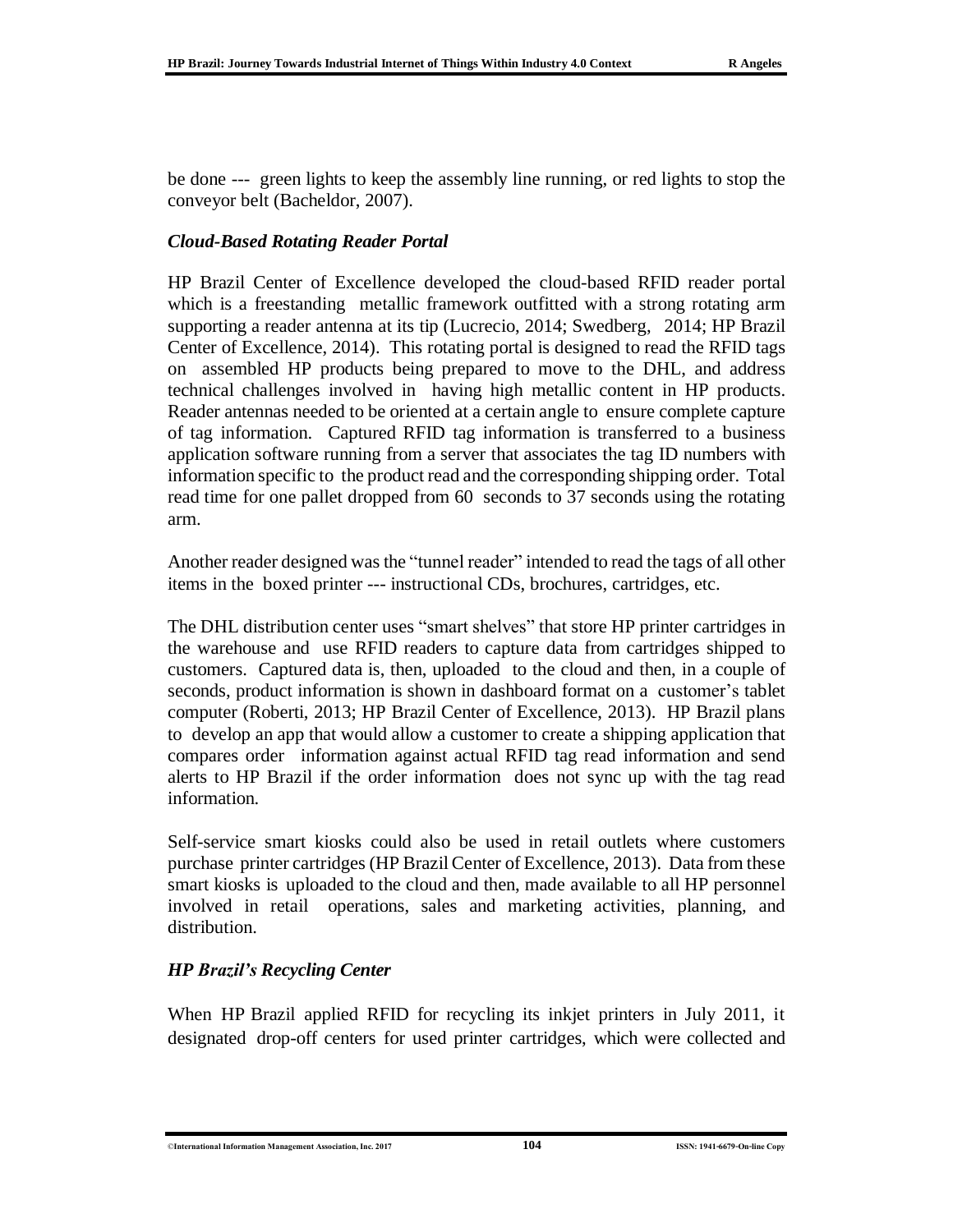be done --- green lights to keep the assembly line running, or red lights to stop the conveyor belt (Bacheldor, 2007).

### *Cloud-Based Rotating Reader Portal*

HP Brazil Center of Excellence developed the cloud-based RFID reader portal which is a freestanding metallic framework outfitted with a strong rotating arm supporting a reader antenna at its tip (Lucrecio, 2014; Swedberg, 2014; HP Brazil Center of Excellence, 2014). This rotating portal is designed to read the RFID tags on assembled HP products being prepared to move to the DHL, and address technical challenges involved in having high metallic content in HP products. Reader antennas needed to be oriented at a certain angle to ensure complete capture of tag information. Captured RFID tag information is transferred to a business application software running from a server that associates the tag ID numbers with information specific to the product read and the corresponding shipping order. Total read time for one pallet dropped from 60 seconds to 37 seconds using the rotating arm.

Another reader designed was the "tunnel reader" intended to read the tags of all other items in the boxed printer --- instructional CDs, brochures, cartridges, etc.

The DHL distribution center uses "smart shelves" that store HP printer cartridges in the warehouse and use RFID readers to capture data from cartridges shipped to customers. Captured data is, then, uploaded to the cloud and then, in a couple of seconds, product information is shown in dashboard format on a customer's tablet computer (Roberti, 2013; HP Brazil Center of Excellence, 2013). HP Brazil plans to develop an app that would allow a customer to create a shipping application that compares order information against actual RFID tag read information and send alerts to HP Brazil if the order information does not sync up with the tag read information.

Self-service smart kiosks could also be used in retail outlets where customers purchase printer cartridges (HP Brazil Center of Excellence, 2013). Data from these smart kiosks is uploaded to the cloud and then, made available to all HP personnel involved in retail operations, sales and marketing activities, planning, and distribution.

### *HP Brazil's Recycling Center*

When HP Brazil applied RFID for recycling its inkjet printers in July 2011, it designated drop-off centers for used printer cartridges, which were collected and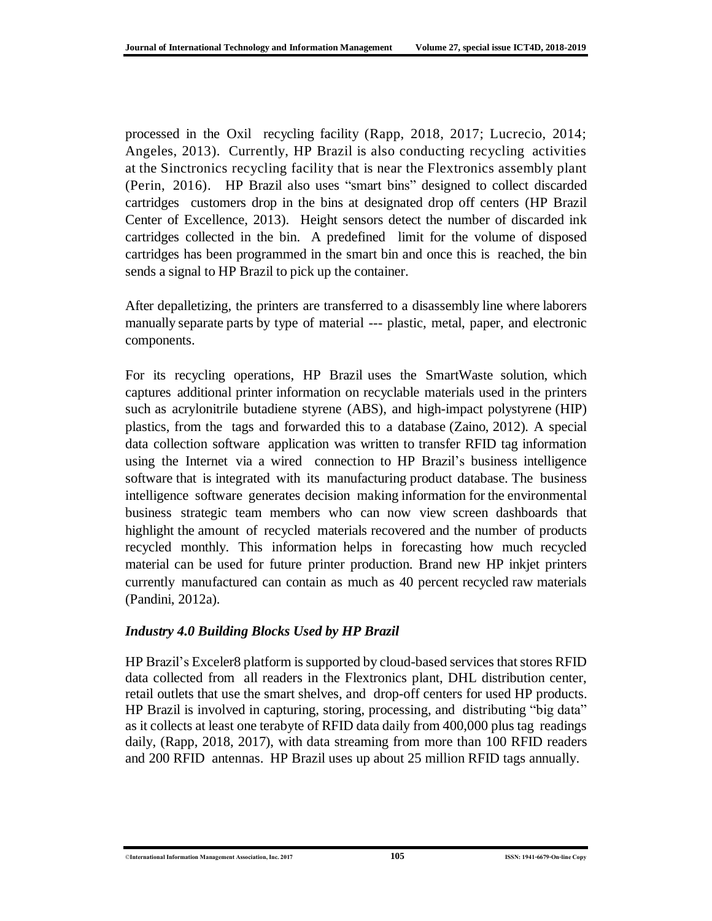processed in the Oxil recycling facility (Rapp, 2018, 2017; Lucrecio, 2014; Angeles, 2013). Currently, HP Brazil is also conducting recycling activities at the Sinctronics recycling facility that is near the Flextronics assembly plant (Perin, 2016). HP Brazil also uses "smart bins" designed to collect discarded cartridges customers drop in the bins at designated drop off centers (HP Brazil Center of Excellence, 2013). Height sensors detect the number of discarded ink cartridges collected in the bin. A predefined limit for the volume of disposed cartridges has been programmed in the smart bin and once this is reached, the bin sends a signal to HP Brazil to pick up the container.

After depalletizing, the printers are transferred to a disassembly line where laborers manually separate parts by type of material --- plastic, metal, paper, and electronic components.

For its recycling operations, HP Brazil uses the SmartWaste solution, which captures additional printer information on recyclable materials used in the printers such as acrylonitrile butadiene styrene (ABS), and high-impact polystyrene (HIP) plastics, from the tags and forwarded this to a database (Zaino, 2012). A special data collection software application was written to transfer RFID tag information using the Internet via a wired connection to HP Brazil's business intelligence software that is integrated with its manufacturing product database. The business intelligence software generates decision making information for the environmental business strategic team members who can now view screen dashboards that highlight the amount of recycled materials recovered and the number of products recycled monthly. This information helps in forecasting how much recycled material can be used for future printer production. Brand new HP inkjet printers currently manufactured can contain as much as 40 percent recycled raw materials (Pandini, 2012a).

### *Industry 4.0 Building Blocks Used by HP Brazil*

HP Brazil's Exceler8 platform is supported by cloud-based services that stores RFID data collected from all readers in the Flextronics plant, DHL distribution center, retail outlets that use the smart shelves, and drop-off centers for used HP products. HP Brazil is involved in capturing, storing, processing, and distributing "big data" as it collects at least one terabyte of RFID data daily from 400,000 plus tag readings daily, (Rapp, 2018, 2017), with data streaming from more than 100 RFID readers and 200 RFID antennas. HP Brazil uses up about 25 million RFID tags annually.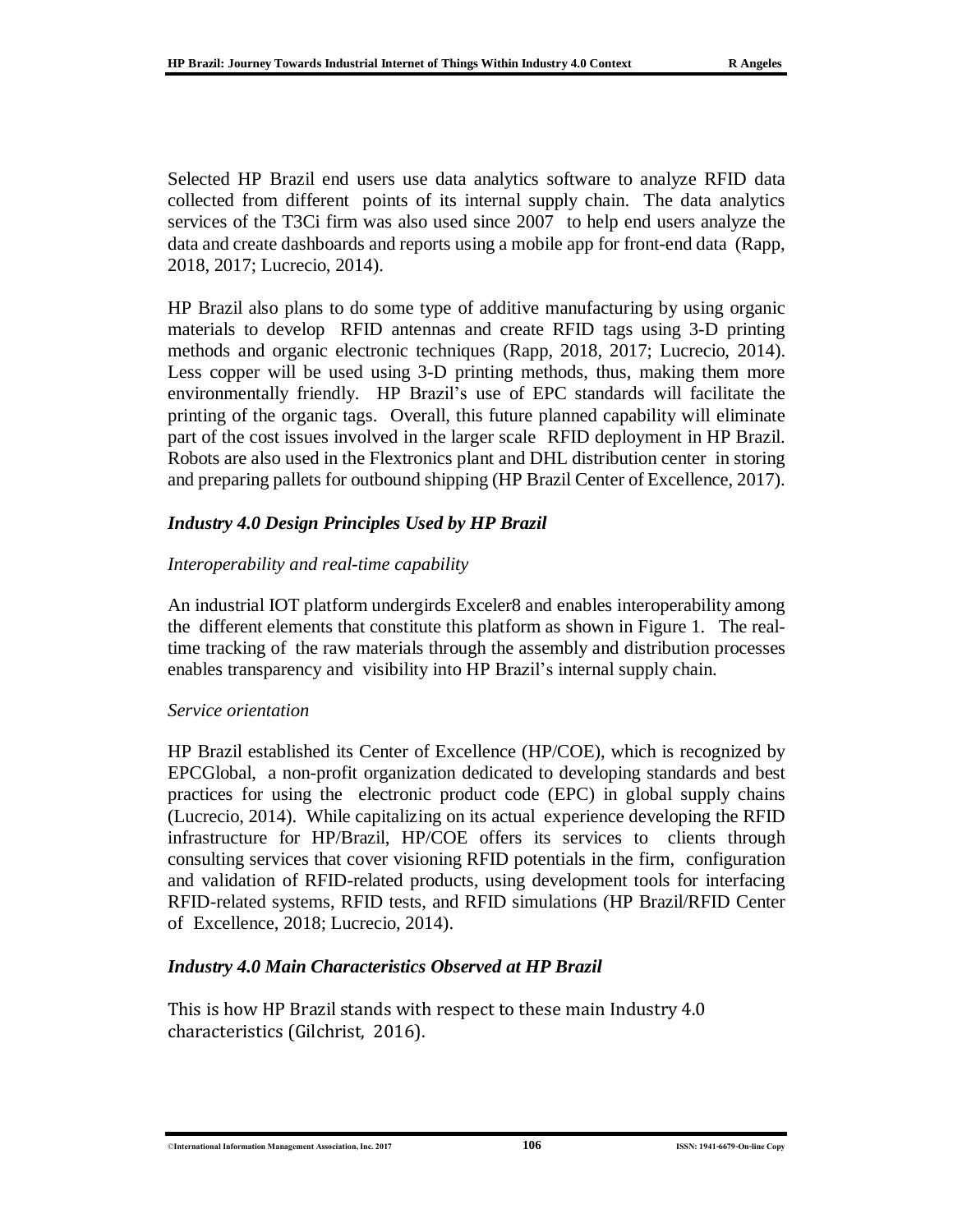Selected HP Brazil end users use data analytics software to analyze RFID data collected from different points of its internal supply chain. The data analytics services of the T3Ci firm was also used since 2007 to help end users analyze the data and create dashboards and reports using a mobile app for front-end data (Rapp, 2018, 2017; Lucrecio, 2014).

HP Brazil also plans to do some type of additive manufacturing by using organic materials to develop RFID antennas and create RFID tags using 3-D printing methods and organic electronic techniques (Rapp, 2018, 2017; Lucrecio, 2014). Less copper will be used using 3-D printing methods, thus, making them more environmentally friendly. HP Brazil's use of EPC standards will facilitate the printing of the organic tags. Overall, this future planned capability will eliminate part of the cost issues involved in the larger scale RFID deployment in HP Brazil. Robots are also used in the Flextronics plant and DHL distribution center in storing and preparing pallets for outbound shipping (HP Brazil Center of Excellence, 2017).

### *Industry 4.0 Design Principles Used by HP Brazil*

*Interoperability and real-time capability*

An industrial IOT platform undergirds Exceler8 and enables interoperability among the different elements that constitute this platform as shown in Figure 1. The real-time tracking of the raw materials through the assembly and distribution processes enables transparency and visibility into HP Brazil's internal supply chain.

*Service orientation*

HP Brazil established its Center of Excellence (HP/COE), which is recognized by EPCGlobal, a non-profit organization dedicated to developing standards and best practices for using the electronic product code (EPC) in global supply chains (Lucrecio, 2014). While capitalizing on its actual experience developing the RFID infrastructure for HP/Brazil, HP/COE offers its services to clients through consulting services that cover visioning RFID potentials in the firm, configuration and validation of RFID-related products, using development tools for interfacing RFID-related systems, RFID tests, and RFID simulations (HP Brazil/RFID Center of Excellence, 2018; Lucrecio, 2014).

### *Industry 4.0 Main Characteristics Observed at HP Brazil*

This is how HP Brazil stands with respect to these main Industry 4.0 characteristics (Gilchrist, 2016).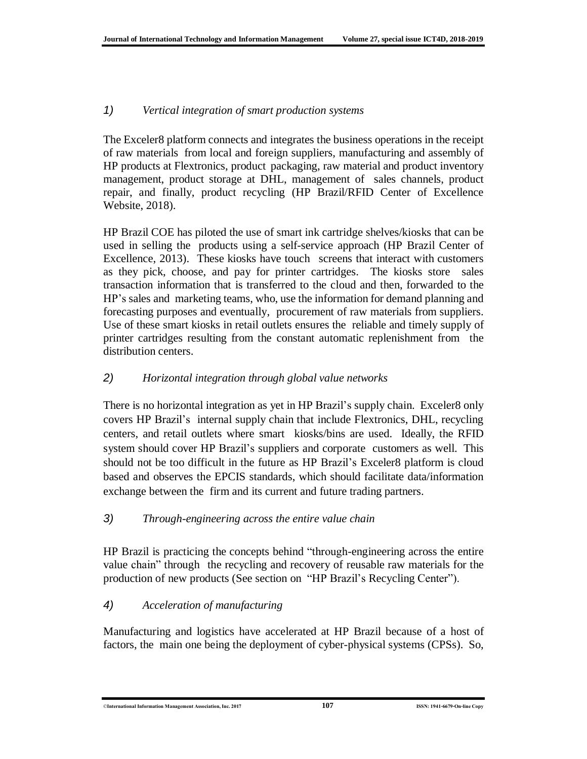### 1) *Vertical integration of smart production systems*

The Exceler8 platform connects and integrates the business operations in the receipt of raw materials from local and foreign suppliers, manufacturing and assembly of HP products at Flextronics, product packaging, raw material and product inventory management, product storage at DHL, management of sales channels, product repair, and finally, product recycling (HP Brazil/RFID Center of Excellence Website, 2018).

HP Brazil COE has piloted the use of smart ink cartridge shelves/kiosks that can be used in selling the products using a self-service approach (HP Brazil Center of Excellence, 2013). These kiosks have touch screens that interact with customers as they pick, choose, and pay for printer cartridges. The kiosks store sales transaction information that is transferred to the cloud and then, forwarded to the HP's sales and marketing teams, who, use the information for demand planning and forecasting purposes and eventually, procurement of raw materials from suppliers. Use of these smart kiosks in retail outlets ensures the reliable and timely supply of printer cartridges resulting from the constant automatic replenishment from the distribution centers.

### 2) *Horizontal integration through global value networks*

There is no horizontal integration as yet in HP Brazil's supply chain. Exceler8 only covers HP Brazil's internal supply chain that include Flextronics, DHL, recycling centers, and retail outlets where smart kiosks/bins are used. Ideally, the RFID system should cover HP Brazil's suppliers and corporate customers as well. This should not be too difficult in the future as HP Brazil's Exceler8 platform is cloud based and observes the EPCIS standards, which should facilitate data/information exchange between the firm and its current and future trading partners.

### 3) *Through-engineering across the entire value chain*

HP Brazil is practicing the concepts behind "through-engineering across the entire value chain" through the recycling and recovery of reusable raw materials for the production of new products (See section on "HP Brazil's Recycling Center").

### 4) *Acceleration of manufacturing*

Manufacturing and logistics have accelerated at HP Brazil because of a host of factors, the main one being the deployment of cyber-physical systems (CPSs). So,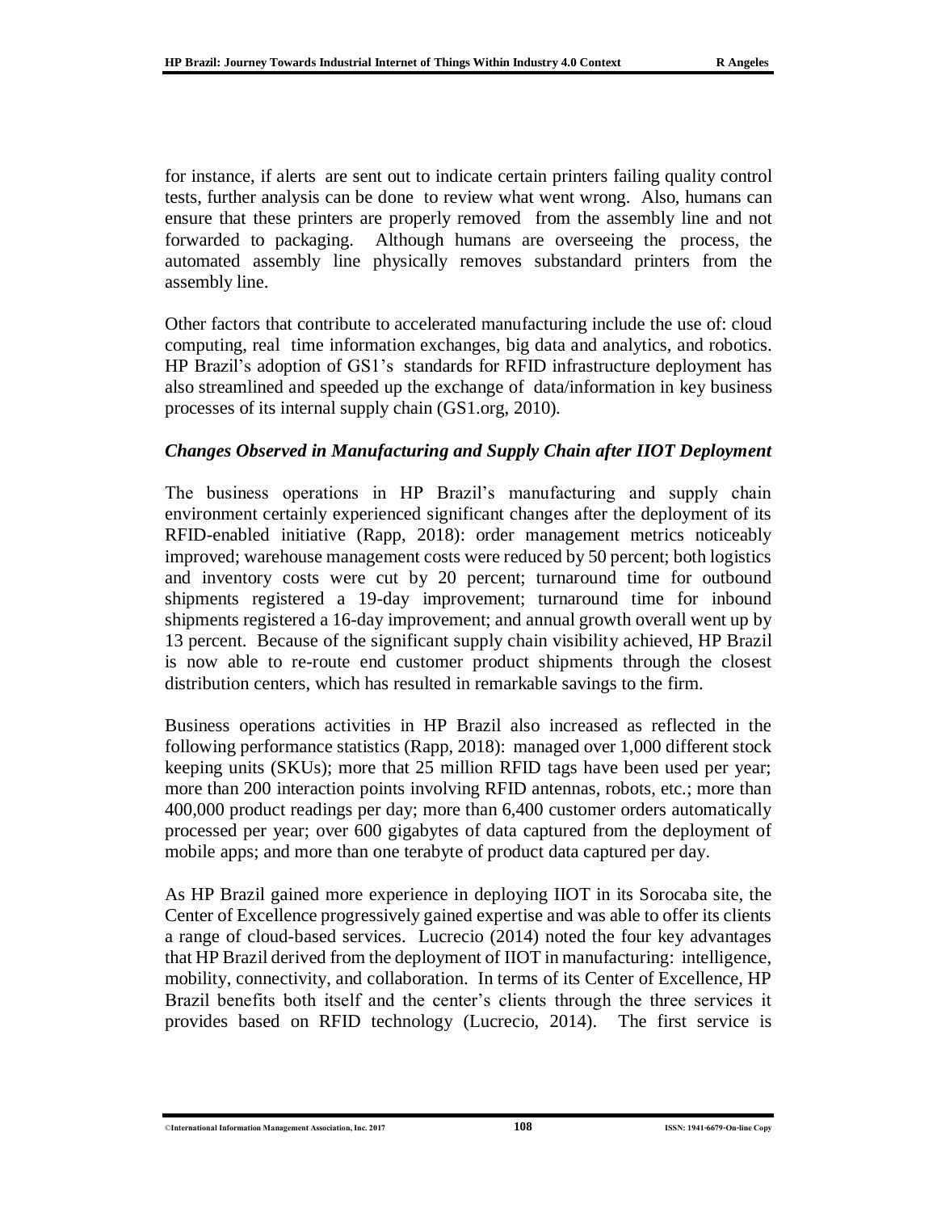for instance, if alerts are sent out to indicate certain printers failing quality control tests, further analysis can be done to review what went wrong. Also, humans can ensure that these printers are properly removed from the assembly line and not forwarded to packaging. Although humans are overseeing the process, the automated assembly line physically removes substandard printers from the assembly line.

Other factors that contribute to accelerated manufacturing include the use of: cloud computing, real time information exchanges, big data and analytics, and robotics. HP Brazil's adoption of GS1's standards for RFID infrastructure deployment has also streamlined and speeded up the exchange of data/information in key business processes of its internal supply chain (GS1.org, 2010).

### *Changes Observed in Manufacturing and Supply Chain after IIOT Deployment*

The business operations in HP Brazil's manufacturing and supply chain environment certainly experienced significant changes after the deployment of its RFID-enabled initiative (Rapp, 2018): order management metrics noticeably improved; warehouse management costs were reduced by 50 percent; both logistics and inventory costs were cut by 20 percent; turnaround time for outbound shipments registered a 19-day improvement; turnaround time for inbound shipments registered a 16-day improvement; and annual growth overall went up by 13 percent. Because of the significant supply chain visibility achieved, HP Brazil is now able to re-route end customer product shipments through the closest distribution centers, which has resulted in remarkable savings to the firm.

Business operations activities in HP Brazil also increased as reflected in the following performance statistics (Rapp, 2018): managed over 1,000 different stock keeping units (SKUs); more that 25 million RFID tags have been used per year; more than 200 interaction points involving RFID antennas, robots, etc.; more than 400,000 product readings per day; more than 6,400 customer orders automatically processed per year; over 600 gigabytes of data captured from the deployment of mobile apps; and more than one terabyte of product data captured per day.

As HP Brazil gained more experience in deploying IIOT in its Sorocaba site, the Center of Excellence progressively gained expertise and was able to offer its clients a range of cloud-based services. Lucrecio (2014) noted the four key advantages that HP Brazil derived from the deployment of IIOT in manufacturing: intelligence, mobility, connectivity, and collaboration. In terms of its Center of Excellence, HP Brazil benefits both itself and the center's clients through the three services it provides based on RFID technology (Lucrecio, 2014). The first service is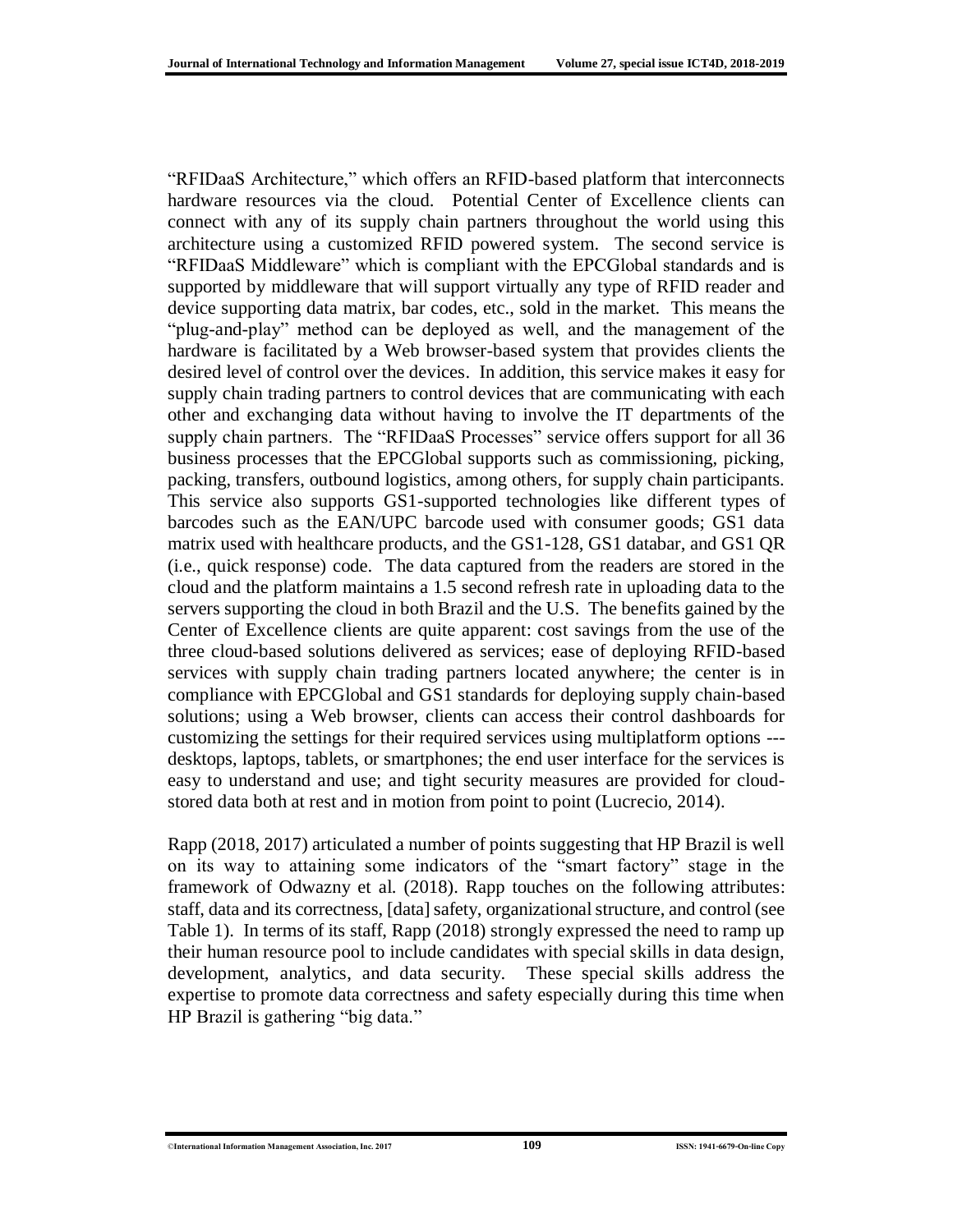"RFIDaaS Architecture," which offers an RFID-based platform that interconnects hardware resources via the cloud. Potential Center of Excellence clients can connect with any of its supply chain partners throughout the world using this architecture using a customized RFID powered system. The second service is "RFIDaaS Middleware" which is compliant with the EPCGlobal standards and is supported by middleware that will support virtually any type of RFID reader and device supporting data matrix, bar codes, etc., sold in the market. This means the "plug-and-play" method can be deployed as well, and the management of the hardware is facilitated by a Web browser-based system that provides clients the desired level of control over the devices. In addition, this service makes it easy for supply chain trading partners to control devices that are communicating with each other and exchanging data without having to involve the IT departments of the supply chain partners. The "RFIDaaS Processes" service offers support for all 36 business processes that the EPCGlobal supports such as commissioning, picking, packing, transfers, outbound logistics, among others, for supply chain participants. This service also supports GS1-supported technologies like different types of barcodes such as the EAN/UPC barcode used with consumer goods; GS1 data matrix used with healthcare products, and the GS1-128, GS1 databar, and GS1 QR (i.e., quick response) code. The data captured from the readers are stored in the cloud and the platform maintains a 1.5 second refresh rate in uploading data to the servers supporting the cloud in both Brazil and the U.S. The benefits gained by the Center of Excellence clients are quite apparent: cost savings from the use of the three cloud-based solutions delivered as services; ease of deploying RFID-based services with supply chain trading partners located anywhere; the center is in compliance with EPCGlobal and GS1 standards for deploying supply chain-based solutions; using a Web browser, clients can access their control dashboards for customizing the settings for their required services using multiplatform options --- desktops, laptops, tablets, or smartphones; the end user interface for the services is easy to understand and use; and tight security measures are provided for cloud-stored data both at rest and in motion from point to point (Lucrecio, 2014).

Rapp (2018, 2017) articulated a number of points suggesting that HP Brazil is well on its way to attaining some indicators of the "smart factory" stage in the framework of Odwazny et al. (2018). Rapp touches on the following attributes: staff, data and its correctness, [data] safety, organizational structure, and control (see Table 1). In terms of its staff, Rapp (2018) strongly expressed the need to ramp up their human resource pool to include candidates with special skills in data design, development, analytics, and data security. These special skills address the expertise to promote data correctness and safety especially during this time when HP Brazil is gathering "big data."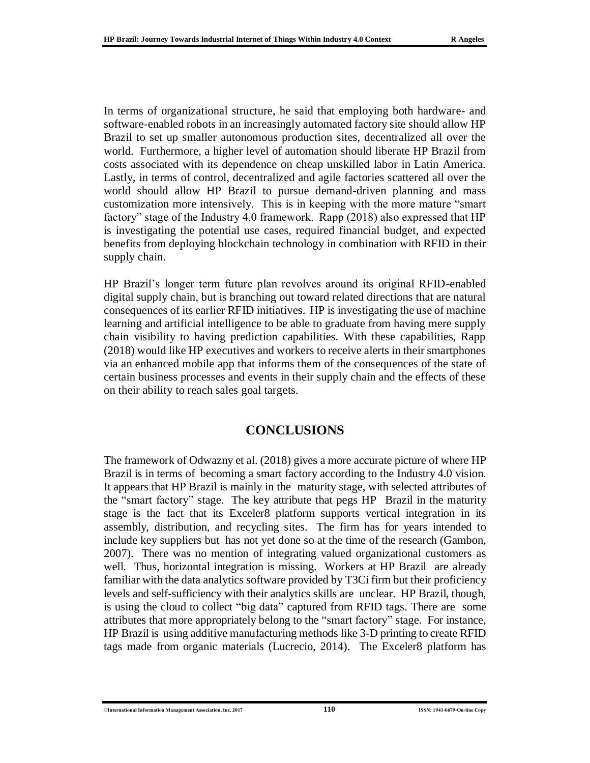In terms of organizational structure, he said that employing both hardware- and software-enabled robots in an increasingly automated factory site should allow HP Brazil to set up smaller autonomous production sites, decentralized all over the world. Furthermore, a higher level of automation should liberate HP Brazil from costs associated with its dependence on cheap unskilled labor in Latin America. Lastly, in terms of control, decentralized and agile factories scattered all over the world should allow HP Brazil to pursue demand-driven planning and mass customization more intensively. This is in keeping with the more mature "smart factory" stage of the Industry 4.0 framework. Rapp (2018) also expressed that HP is investigating the potential use cases, required financial budget, and expected benefits from deploying blockchain technology in combination with RFID in their supply chain.

HP Brazil's longer term future plan revolves around its original RFID-enabled digital supply chain, but is branching out toward related directions that are natural consequences of its earlier RFID initiatives. HP is investigating the use of machine learning and artificial intelligence to be able to graduate from having mere supply chain visibility to having prediction capabilities. With these capabilities, Rapp (2018) would like HP executives and workers to receive alerts in their smartphones via an enhanced mobile app that informs them of the consequences of the state of certain business processes and events in their supply chain and the effects of these on their ability to reach sales goal targets.

## CONCLUSIONS

The framework of Odwazny et al. (2018) gives a more accurate picture of where HP Brazil is in terms of becoming a smart factory according to the Industry 4.0 vision. It appears that HP Brazil is mainly in the maturity stage, with selected attributes of the "smart factory" stage. The key attribute that pegs HP Brazil in the maturity stage is the fact that its Exceler8 platform supports vertical integration in its assembly, distribution, and recycling sites. The firm has for years intended to include key suppliers but has not yet done so at the time of the research (Gambon, 2007). There was no mention of integrating valued organizational customers as well. Thus, horizontal integration is missing. Workers at HP Brazil are already familiar with the data analytics software provided by T3Ci firm but their proficiency levels and self-sufficiency with their analytics skills are unclear. HP Brazil, though, is using the cloud to collect "big data" captured from RFID tags. There are some attributes that more appropriately belong to the "smart factory" stage. For instance, HP Brazil is using additive manufacturing methods like 3-D printing to create RFID tags made from organic materials (Lucrecio, 2014). The Exceler8 platform has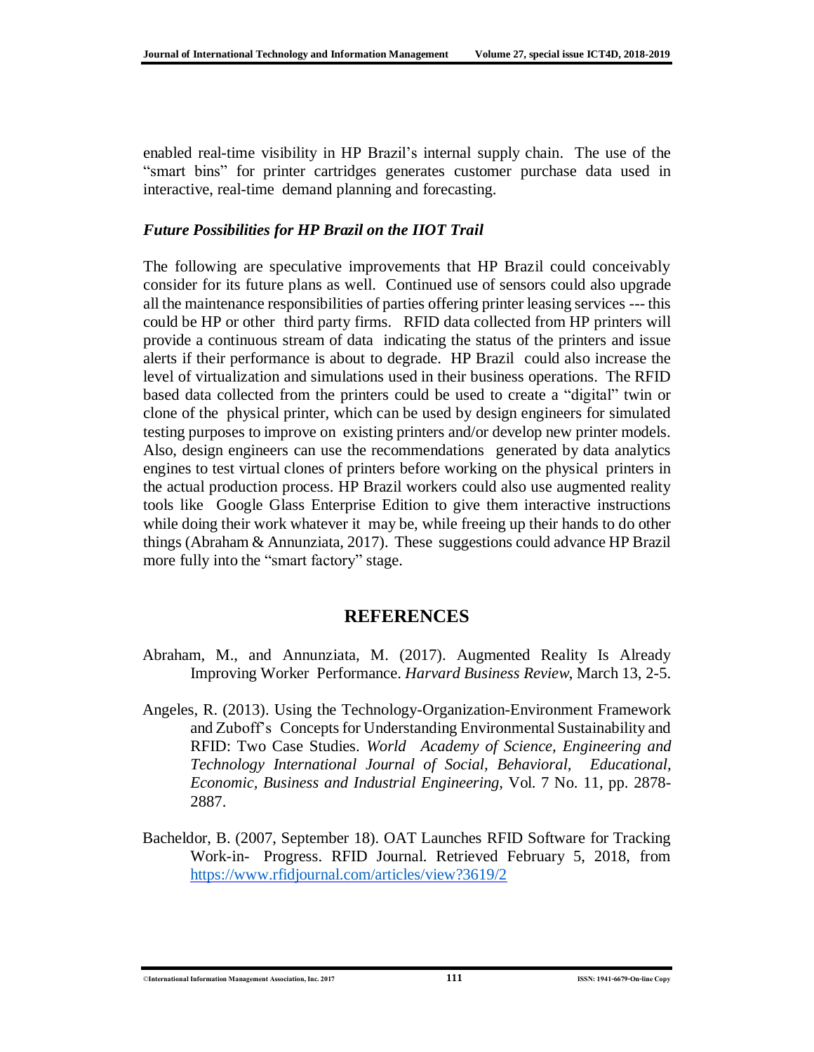enabled real-time visibility in HP Brazil's internal supply chain. The use of the "smart bins" for printer cartridges generates customer purchase data used in interactive, real-time demand planning and forecasting.

### *Future Possibilities for HP Brazil on the IIOT Trail*

The following are speculative improvements that HP Brazil could conceivably consider for its future plans as well. Continued use of sensors could also upgrade all the maintenance responsibilities of parties offering printer leasing services --- this could be HP or other third party firms. RFID data collected from HP printers will provide a continuous stream of data indicating the status of the printers and issue alerts if their performance is about to degrade. HP Brazil could also increase the level of virtualization and simulations used in their business operations. The RFID based data collected from the printers could be used to create a "digital" twin or clone of the physical printer, which can be used by design engineers for simulated testing purposes to improve on existing printers and/or develop new printer models. Also, design engineers can use the recommendations generated by data analytics engines to test virtual clones of printers before working on the physical printers in the actual production process. HP Brazil workers could also use augmented reality tools like Google Glass Enterprise Edition to give them interactive instructions while doing their work whatever it may be, while freeing up their hands to do other things (Abraham & Annunziata, 2017). These suggestions could advance HP Brazil more fully into the "smart factory" stage.

## REFERENCES

Abraham, M., and Annunziata, M. (2017). Augmented Reality Is Already Improving Worker Performance. *Harvard Business Review*, March 13, 2-5.

Angeles, R. (2013). Using the Technology-Organization-Environment Framework and Zuboff's Concepts for Understanding Environmental Sustainability and RFID: Two Case Studies. *World Academy of Science, Engineering and Technology International Journal of Social, Behavioral, Educational, Economic, Business and Industrial Engineering*, Vol. 7 No. 11, pp. 2878-2887.

Bacheldor, B. (2007, September 18). OAT Launches RFID Software for Tracking Work-in- Progress. RFID Journal. Retrieved February 5, 2018, from https://www.rfidjournal.com/articles/view?3619/2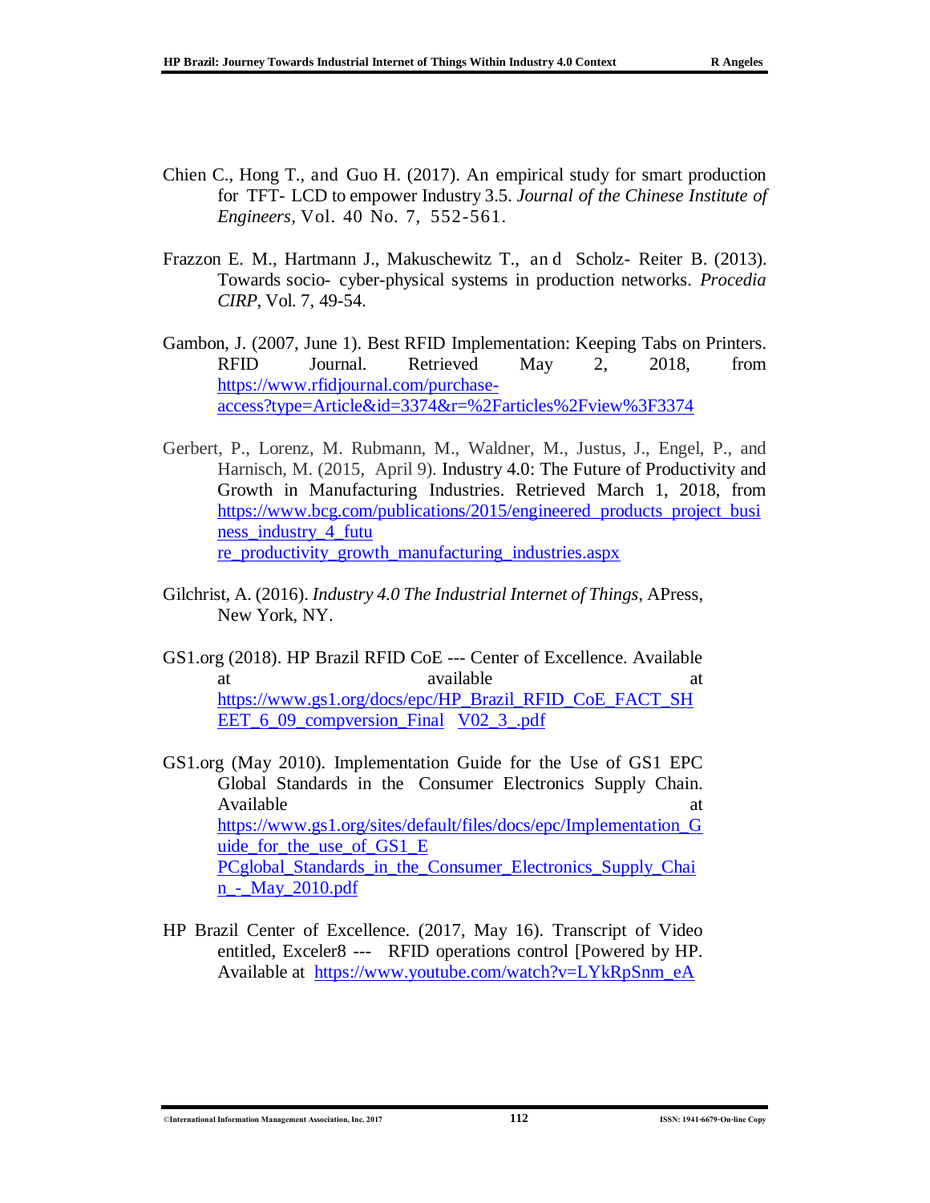Chien C., Hong T., and Guo H. (2017). An empirical study for smart production for TFT- LCD to empower Industry 3.5. *Journal of the Chinese Institute of Engineers*, Vol. 40 No. 7, 552-561.

Frazzon E. M., Hartmann J., Makuschewitz T., and Scholz- Reiter B. (2013). Towards socio- cyber-physical systems in production networks. *Procedia CIRP*, Vol. 7, 49-54.

Gambon, J. (2007, June 1). Best RFID Implementation: Keeping Tabs on Printers. RFID Journal. Retrieved May 2, 2018, from https://www.rfidjournal.com/purchase-access?type=Article&id=3374&r=%2Farticles%2Fview%3F3374

Gerbert, P., Lorenz, M. Rubmann, M., Waldner, M., Justus, J., Engel, P., and Harnisch, M. (2015, April 9). Industry 4.0: The Future of Productivity and Growth in Manufacturing Industries. Retrieved March 1, 2018, from https://www.bcg.com/publications/2015/engineered_products_project_business_industry_4_future_productivity_growth_manufacturing_industries.aspx

Gilchrist, A. (2016). *Industry 4.0 The Industrial Internet of Things*, APress, New York, NY.

GS1.org (2018). HP Brazil RFID CoE --- Center of Excellence. Available at available at https://www.gs1.org/docs/epc/HP_Brazil_RFID_CoE_FACT_SHEET_6_09_compversion_Final V02_3_.pdf

GS1.org (May 2010). Implementation Guide for the Use of GS1 EPC Global Standards in the Consumer Electronics Supply Chain. Available at https://www.gs1.org/sites/default/files/docs/epc/Implementation_Guide_for_the_use_of_GS1_EPCglobal_Standards_in_the_Consumer_Electronics_Supply_Chain_-_May_2010.pdf

HP Brazil Center of Excellence. (2017, May 16). Transcript of Video entitled, Exceler8 --- RFID operations control [Powered by HP. Available at https://www.youtube.com/watch?v=LYkRpSnm_eA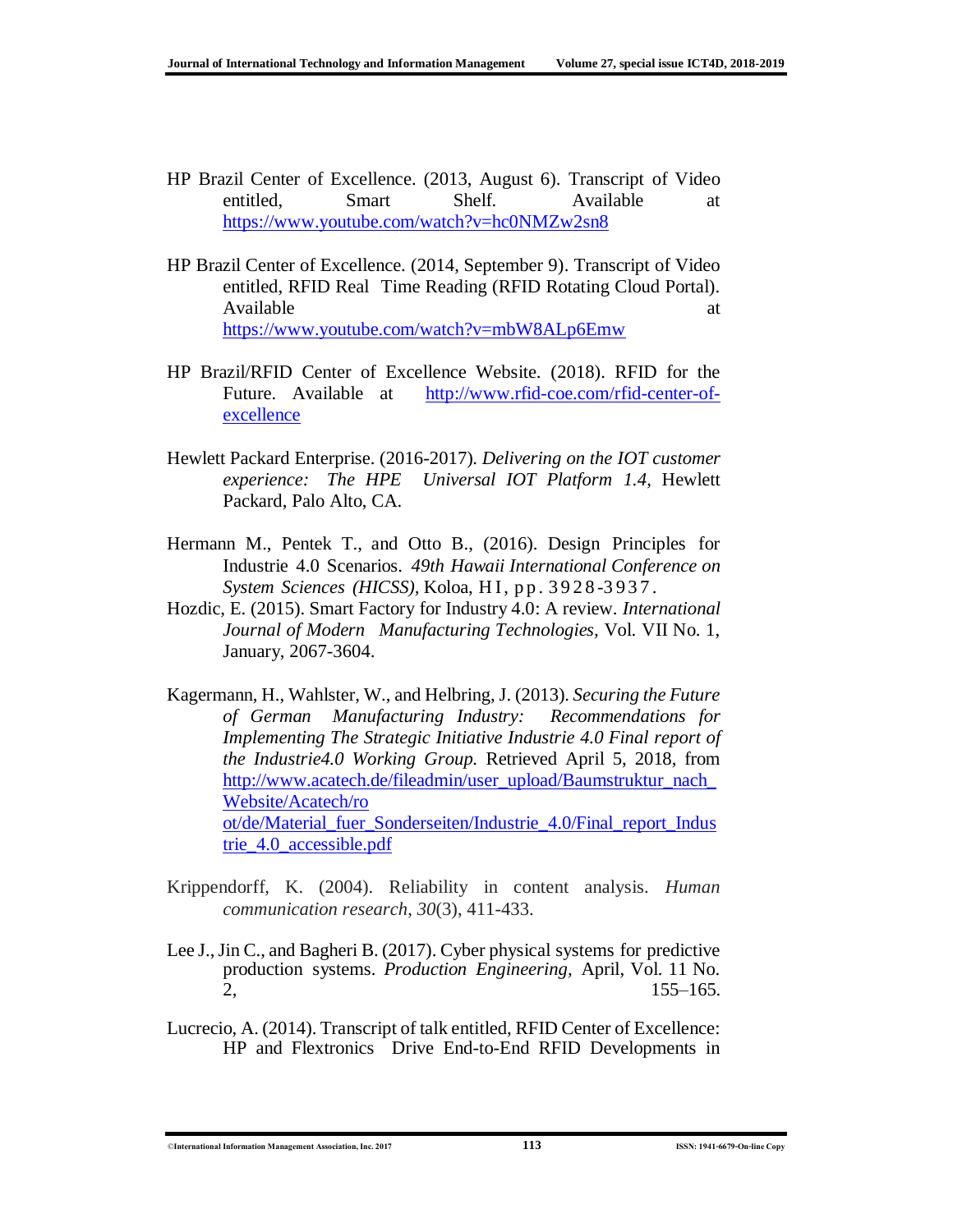HP Brazil Center of Excellence. (2013, August 6). Transcript of Video entitled, Smart Shelf. Available at https://www.youtube.com/watch?v=hc0NMZw2sn8

HP Brazil Center of Excellence. (2014, September 9). Transcript of Video entitled, RFID Real Time Reading (RFID Rotating Cloud Portal). Available at https://www.youtube.com/watch?v=mbW8ALp6Emw

HP Brazil/RFID Center of Excellence Website. (2018). RFID for the Future. Available at http://www.rfid-coe.com/rfid-center-of-excellence

Hewlett Packard Enterprise. (2016-2017). *Delivering on the IOT customer experience: The HPE Universal IOT Platform 1.4*, Hewlett Packard, Palo Alto, CA.

Hermann M., Pentek T., and Otto B., (2016). Design Principles for Industrie 4.0 Scenarios. *49th Hawaii International Conference on System Sciences (HICSS)*, Koloa, HI, pp. 3928-3937.

Hozdic, E. (2015). Smart Factory for Industry 4.0: A review. *International Journal of Modern Manufacturing Technologies*, Vol. VII No. 1, January, 2067-3604.

Kagermann, H., Wahlster, W., and Helbring, J. (2013). *Securing the Future of German Manufacturing Industry: Recommendations for Implementing The Strategic Initiative Industrie 4.0 Final report of the Industrie4.0 Working Group.* Retrieved April 5, 2018, from http://www.acatech.de/fileadmin/user_upload/Baumstruktur_nach_Website/Acatech/root/de/Material_fuer_Sonderseiten/Industrie_4.0/Final_report_Industrie_4.0_accessible.pdf

Krippendorff, K. (2004). Reliability in content analysis. *Human communication research*, *30*(3), 411-433.

Lee J., Jin C., and Bagheri B. (2017). Cyber physical systems for predictive production systems. *Production Engineering,* April, Vol. 11 No. 2, 155–165.

Lucrecio, A. (2014). Transcript of talk entitled, RFID Center of Excellence: HP and Flextronics Drive End-to-End RFID Developments in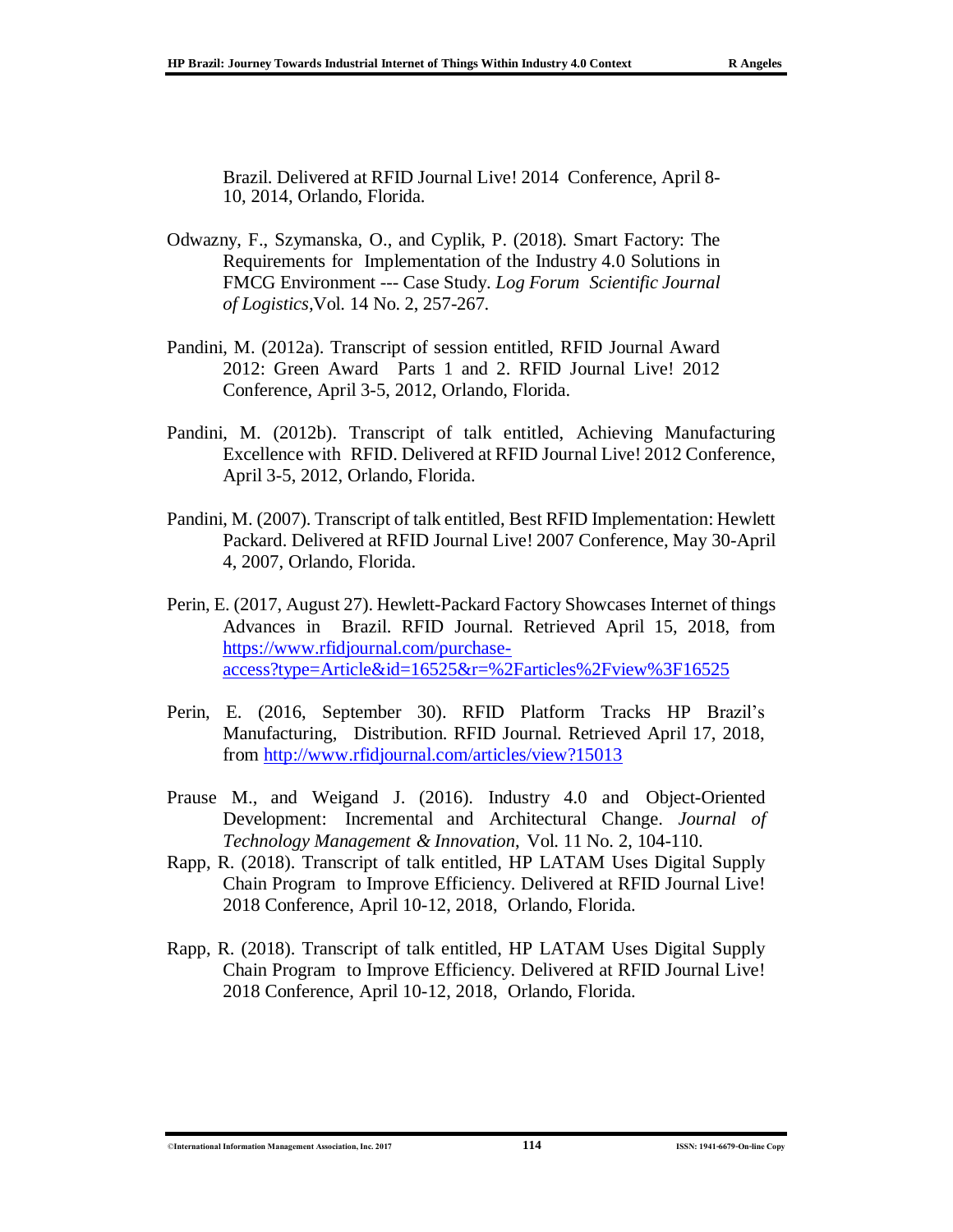Brazil. Delivered at RFID Journal Live! 2014 Conference, April 8-10, 2014, Orlando, Florida.

Odwazny, F., Szymanska, O., and Cyplik, P. (2018). Smart Factory: The Requirements for Implementation of the Industry 4.0 Solutions in FMCG Environment --- Case Study. *Log Forum Scientific Journal of Logistics*, Vol. 14 No. 2, 257-267.

Pandini, M. (2012a). Transcript of session entitled, RFID Journal Award 2012: Green Award Parts 1 and 2. RFID Journal Live! 2012 Conference, April 3-5, 2012, Orlando, Florida.

Pandini, M. (2012b). Transcript of talk entitled, Achieving Manufacturing Excellence with RFID. Delivered at RFID Journal Live! 2012 Conference, April 3-5, 2012, Orlando, Florida.

Pandini, M. (2007). Transcript of talk entitled, Best RFID Implementation: Hewlett Packard. Delivered at RFID Journal Live! 2007 Conference, May 30-April 4, 2007, Orlando, Florida.

Perin, E. (2017, August 27). Hewlett-Packard Factory Showcases Internet of things Advances in Brazil. RFID Journal. Retrieved April 15, 2018, from https://www.rfidjournal.com/purchase-access?type=Article&id=16525&r=%2Farticles%2Fview%3F16525

Perin, E. (2016, September 30). RFID Platform Tracks HP Brazil's Manufacturing, Distribution. RFID Journal. Retrieved April 17, 2018, from http://www.rfidjournal.com/articles/view?15013

Prause M., and Weigand J. (2016). Industry 4.0 and Object-Oriented Development: Incremental and Architectural Change. *Journal of Technology Management & Innovation*, Vol. 11 No. 2, 104-110.

Rapp, R. (2018). Transcript of talk entitled, HP LATAM Uses Digital Supply Chain Program to Improve Efficiency. Delivered at RFID Journal Live! 2018 Conference, April 10-12, 2018, Orlando, Florida.

Rapp, R. (2018). Transcript of talk entitled, HP LATAM Uses Digital Supply Chain Program to Improve Efficiency. Delivered at RFID Journal Live! 2018 Conference, April 10-12, 2018, Orlando, Florida.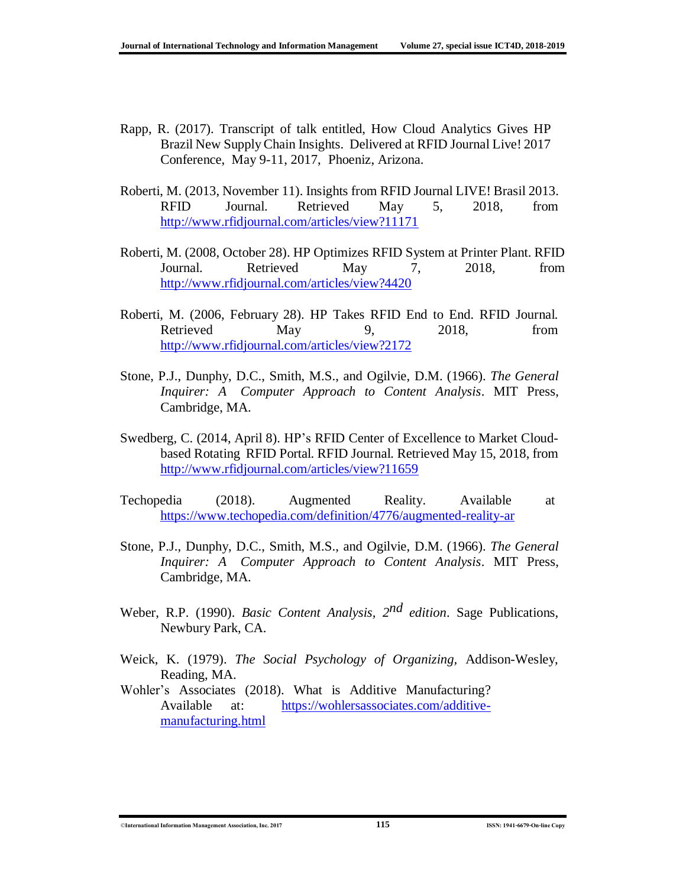Rapp, R. (2017). Transcript of talk entitled, How Cloud Analytics Gives HP Brazil New Supply Chain Insights. Delivered at RFID Journal Live! 2017 Conference, May 9-11, 2017, Phoeniz, Arizona.

Roberti, M. (2013, November 11). Insights from RFID Journal LIVE! Brasil 2013. RFID Journal. Retrieved May 5, 2018, from http://www.rfidjournal.com/articles/view?11171

Roberti, M. (2008, October 28). HP Optimizes RFID System at Printer Plant. RFID Journal. Retrieved May 7, 2018, from http://www.rfidjournal.com/articles/view?4420

Roberti, M. (2006, February 28). HP Takes RFID End to End. RFID Journal. Retrieved May 9, 2018, from http://www.rfidjournal.com/articles/view?2172

Stone, P.J., Dunphy, D.C., Smith, M.S., and Ogilvie, D.M. (1966). *The General Inquirer: A Computer Approach to Content Analysis*. MIT Press, Cambridge, MA.

Swedberg, C. (2014, April 8). HP's RFID Center of Excellence to Market Cloud-based Rotating RFID Portal. RFID Journal. Retrieved May 15, 2018, from http://www.rfidjournal.com/articles/view?11659

Techopedia (2018). Augmented Reality. Available at https://www.techopedia.com/definition/4776/augmented-reality-ar

Stone, P.J., Dunphy, D.C., Smith, M.S., and Ogilvie, D.M. (1966). *The General Inquirer: A Computer Approach to Content Analysis*. MIT Press, Cambridge, MA.

Weber, R.P. (1990). *Basic Content Analysis, 2nd edition*. Sage Publications, Newbury Park, CA.

Weick, K. (1979). *The Social Psychology of Organizing*, Addison-Wesley, Reading, MA.

Wohler's Associates (2018). What is Additive Manufacturing? Available at: https://wohlersassociates.com/additive-manufacturing.html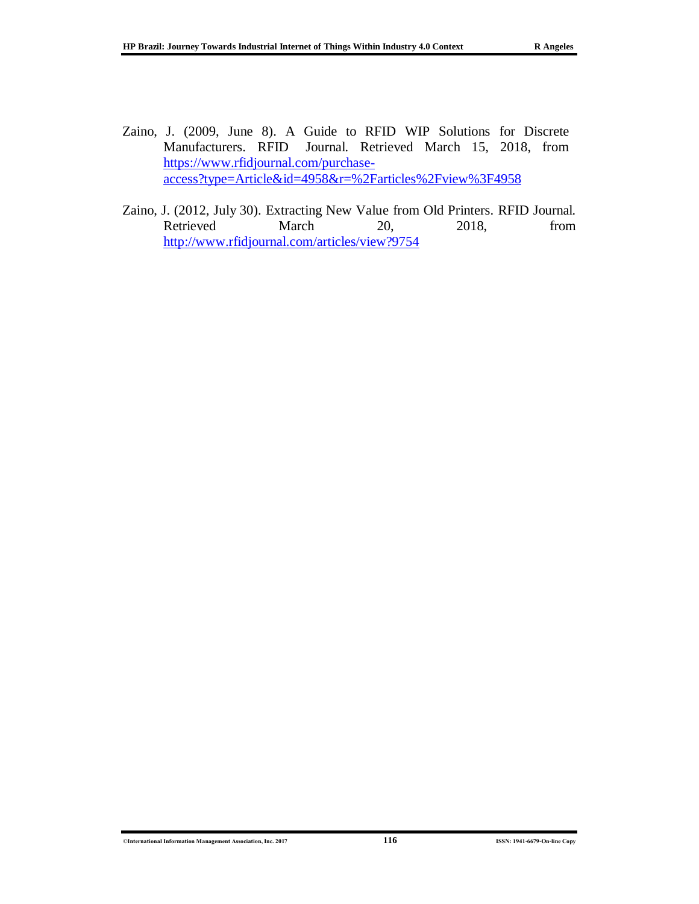Zaino, J. (2009, June 8). A Guide to RFID WIP Solutions for Discrete Manufacturers. RFID Journal. Retrieved March 15, 2018, from https://www.rfidjournal.com/purchase-access?type=Article&id=4958&r=%2Farticles%2Fview%3F4958

Zaino, J. (2012, July 30). Extracting New Value from Old Printers. RFID Journal. Retrieved March 20, 2018, from http://www.rfidjournal.com/articles/view?9754